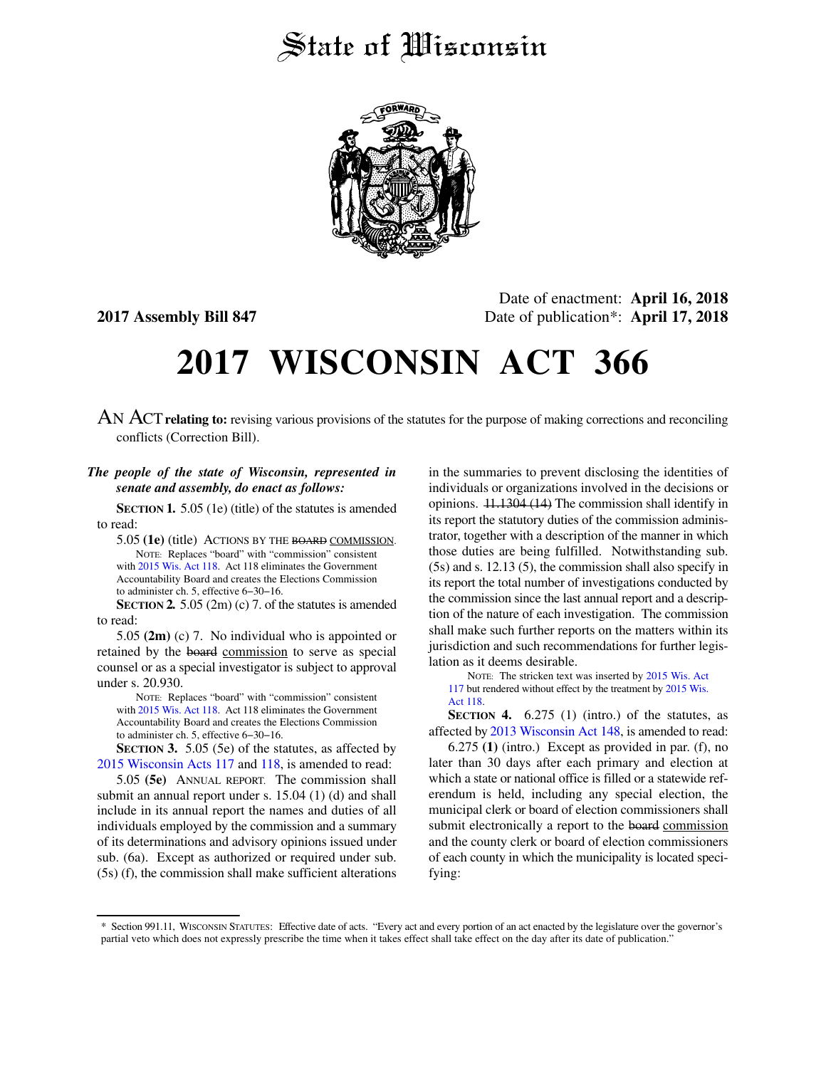# State of Wisconsin

**2017 Assembly Bill 847**

Date of enactment: **April 16, 2018**
Date of publication*: **April 17, 2018**

# 2017 WISCONSIN ACT 366

AN ACT **relating to:** revising various provisions of the statutes for the purpose of making corrections and reconciling conflicts (Correction Bill).

***The people of the state of Wisconsin, represented in senate and assembly, do enact as follows:***

**SECTION 1.** 5.05 (1e) (title) of the statutes is amended to read:

5.05 **(1e)** (title) ACTIONS BY THE ~~BOARD~~ COMMISSION.

NOTE: Replaces "board" with "commission" consistent with 2015 Wis. Act 118. Act 118 eliminates the Government Accountability Board and creates the Elections Commission to administer ch. 5, effective 6-30-16.

**SECTION 2.** 5.05 (2m) (c) 7. of the statutes is amended to read:

5.05 **(2m)** (c) 7. No individual who is appointed or retained by the ~~board~~ commission to serve as special counsel or as a special investigator is subject to approval under s. 20.930.

NOTE: Replaces "board" with "commission" consistent with 2015 Wis. Act 118. Act 118 eliminates the Government Accountability Board and creates the Elections Commission to administer ch. 5, effective 6-30-16.

**SECTION 3.** 5.05 (5e) of the statutes, as affected by 2015 Wisconsin Acts 117 and 118, is amended to read:

5.05 **(5e)** ANNUAL REPORT. The commission shall submit an annual report under s. 15.04 (1) (d) and shall include in its annual report the names and duties of all individuals employed by the commission and a summary of its determinations and advisory opinions issued under sub. (6a). Except as authorized or required under sub. (5s) (f), the commission shall make sufficient alterations in the summaries to prevent disclosing the identities of individuals or organizations involved in the decisions or opinions. ~~11.1304 (14)~~ The commission shall identify in its report the statutory duties of the commission administrator, together with a description of the manner in which those duties are being fulfilled. Notwithstanding sub. (5s) and s. 12.13 (5), the commission shall also specify in its report the total number of investigations conducted by the commission since the last annual report and a description of the nature of each investigation. The commission shall make such further reports on the matters within its jurisdiction and such recommendations for further legislation as it deems desirable.

NOTE: The stricken text was inserted by 2015 Wis. Act 117 but rendered without effect by the treatment by 2015 Wis. Act 118.

**SECTION 4.** 6.275 (1) (intro.) of the statutes, as affected by 2013 Wisconsin Act 148, is amended to read:

6.275 **(1)** (intro.) Except as provided in par. (f), no later than 30 days after each primary and election at which a state or national office is filled or a statewide referendum is held, including any special election, the municipal clerk or board of election commissioners shall submit electronically a report to the ~~board~~ commission and the county clerk or board of election commissioners of each county in which the municipality is located specifying:

* Section 991.11, WISCONSIN STATUTES: Effective date of acts. "Every act and every portion of an act enacted by the legislature over the governor's partial veto which does not expressly prescribe the time when it takes effect shall take effect on the day after its date of publication."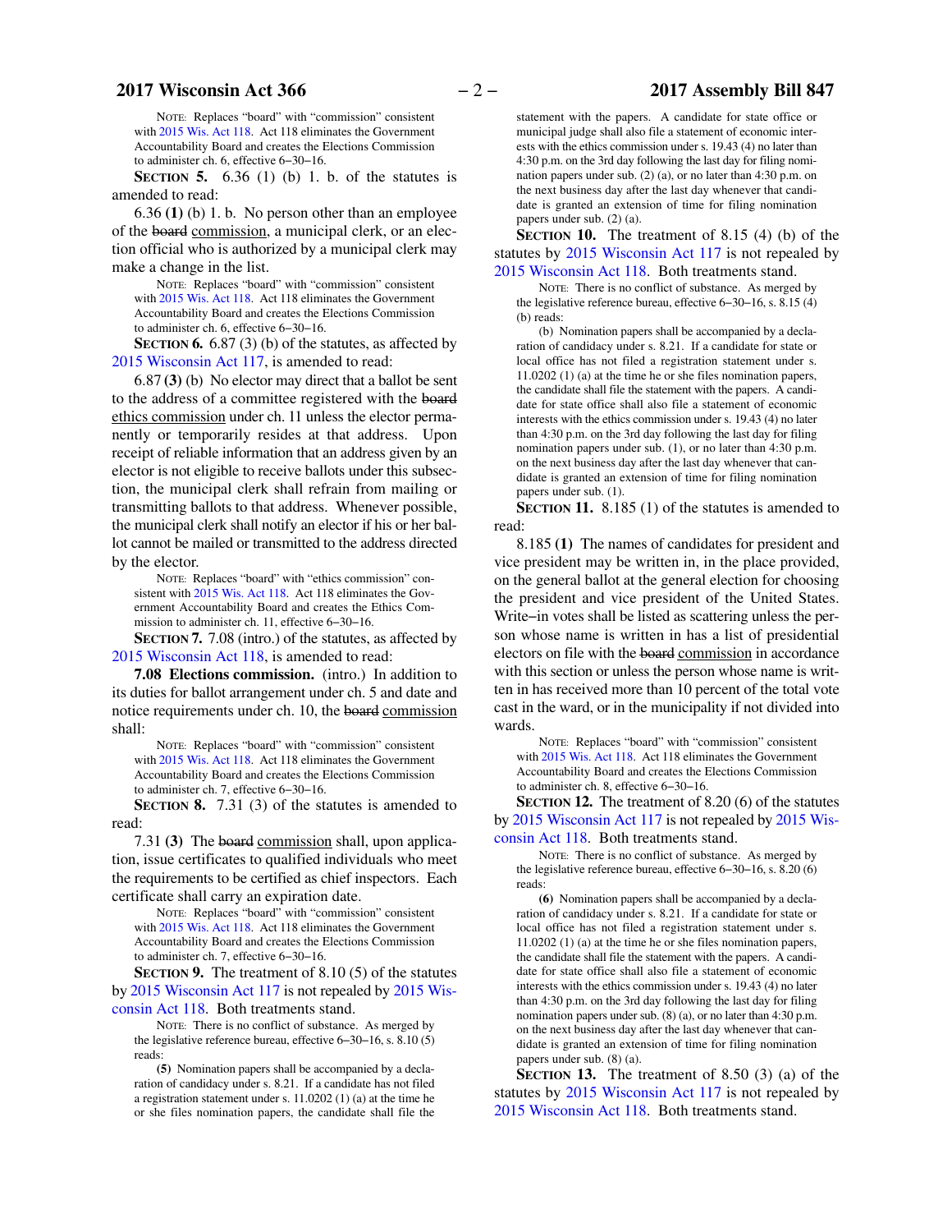NOTE: Replaces "board" with "commission" consistent with 2015 Wis. Act 118. Act 118 eliminates the Government Accountability Board and creates the Elections Commission to administer ch. 6, effective 6−30−16.

**SECTION 5.** 6.36 (1) (b) 1. b. of the statutes is amended to read:

6.36 **(1)** (b) 1. b. No person other than an employee of the ~~board~~ commission, a municipal clerk, or an election official who is authorized by a municipal clerk may make a change in the list.

NOTE: Replaces "board" with "commission" consistent with 2015 Wis. Act 118. Act 118 eliminates the Government Accountability Board and creates the Elections Commission to administer ch. 6, effective 6−30−16.

**SECTION 6.** 6.87 (3) (b) of the statutes, as affected by 2015 Wisconsin Act 117, is amended to read:

6.87 **(3)** (b) No elector may direct that a ballot be sent to the address of a committee registered with the ~~board~~ ethics commission under ch. 11 unless the elector permanently or temporarily resides at that address. Upon receipt of reliable information that an address given by an elector is not eligible to receive ballots under this subsection, the municipal clerk shall refrain from mailing or transmitting ballots to that address. Whenever possible, the municipal clerk shall notify an elector if his or her ballot cannot be mailed or transmitted to the address directed by the elector.

NOTE: Replaces "board" with "ethics commission" consistent with 2015 Wis. Act 118. Act 118 eliminates the Government Accountability Board and creates the Ethics Commission to administer ch. 11, effective 6−30−16.

**SECTION 7.** 7.08 (intro.) of the statutes, as affected by 2015 Wisconsin Act 118, is amended to read:

**7.08 Elections commission.** (intro.) In addition to its duties for ballot arrangement under ch. 5 and date and notice requirements under ch. 10, the ~~board~~ commission shall:

NOTE: Replaces "board" with "commission" consistent with 2015 Wis. Act 118. Act 118 eliminates the Government Accountability Board and creates the Elections Commission to administer ch. 7, effective 6−30−16.

**SECTION 8.** 7.31 (3) of the statutes is amended to read:

7.31 **(3)** The ~~board~~ commission shall, upon application, issue certificates to qualified individuals who meet the requirements to be certified as chief inspectors. Each certificate shall carry an expiration date.

NOTE: Replaces "board" with "commission" consistent with 2015 Wis. Act 118. Act 118 eliminates the Government Accountability Board and creates the Elections Commission to administer ch. 7, effective 6−30−16.

**SECTION 9.** The treatment of 8.10 (5) of the statutes by 2015 Wisconsin Act 117 is not repealed by 2015 Wisconsin Act 118. Both treatments stand.

NOTE: There is no conflict of substance. As merged by the legislative reference bureau, effective 6−30−16, s. 8.10 (5) reads:

**(5)** Nomination papers shall be accompanied by a declaration of candidacy under s. 8.21. If a candidate has not filed a registration statement under s. 11.0202 (1) (a) at the time he or she files nomination papers, the candidate shall file the statement with the papers. A candidate for state office or municipal judge shall also file a statement of economic interests with the ethics commission under s. 19.43 (4) no later than 4:30 p.m. on the 3rd day following the last day for filing nomination papers under sub. (2) (a), or no later than 4:30 p.m. on the next business day after the last day whenever that candidate is granted an extension of time for filing nomination papers under sub. (2) (a).

**SECTION 10.** The treatment of 8.15 (4) (b) of the statutes by 2015 Wisconsin Act 117 is not repealed by 2015 Wisconsin Act 118. Both treatments stand.

NOTE: There is no conflict of substance. As merged by the legislative reference bureau, effective 6−30−16, s. 8.15 (4) (b) reads:

(b) Nomination papers shall be accompanied by a declaration of candidacy under s. 8.21. If a candidate for state or local office has not filed a registration statement under s. 11.0202 (1) (a) at the time he or she files nomination papers, the candidate shall file the statement with the papers. A candidate for state office shall also file a statement of economic interests with the ethics commission under s. 19.43 (4) no later than 4:30 p.m. on the 3rd day following the last day for filing nomination papers under sub. (1), or no later than 4:30 p.m. on the next business day after the last day whenever that candidate is granted an extension of time for filing nomination papers under sub. (1).

**SECTION 11.** 8.185 (1) of the statutes is amended to read:

8.185 **(1)** The names of candidates for president and vice president may be written in, in the place provided, on the general ballot at the general election for choosing the president and vice president of the United States. Write−in votes shall be listed as scattering unless the person whose name is written in has a list of presidential electors on file with the ~~board~~ commission in accordance with this section or unless the person whose name is written in has received more than 10 percent of the total vote cast in the ward, or in the municipality if not divided into wards.

NOTE: Replaces "board" with "commission" consistent with 2015 Wis. Act 118. Act 118 eliminates the Government Accountability Board and creates the Elections Commission to administer ch. 8, effective 6−30−16.

**SECTION 12.** The treatment of 8.20 (6) of the statutes by 2015 Wisconsin Act 117 is not repealed by 2015 Wisconsin Act 118. Both treatments stand.

NOTE: There is no conflict of substance. As merged by the legislative reference bureau, effective 6−30−16, s. 8.20 (6) reads:

**(6)** Nomination papers shall be accompanied by a declaration of candidacy under s. 8.21. If a candidate for state or local office has not filed a registration statement under s. 11.0202 (1) (a) at the time he or she files nomination papers, the candidate shall file the statement with the papers. A candidate for state office shall also file a statement of economic interests with the ethics commission under s. 19.43 (4) no later than 4:30 p.m. on the 3rd day following the last day for filing nomination papers under sub. (8) (a), or no later than 4:30 p.m. on the next business day after the last day whenever that candidate is granted an extension of time for filing nomination papers under sub. (8) (a).

**SECTION 13.** The treatment of 8.50 (3) (a) of the statutes by 2015 Wisconsin Act 117 is not repealed by 2015 Wisconsin Act 118. Both treatments stand.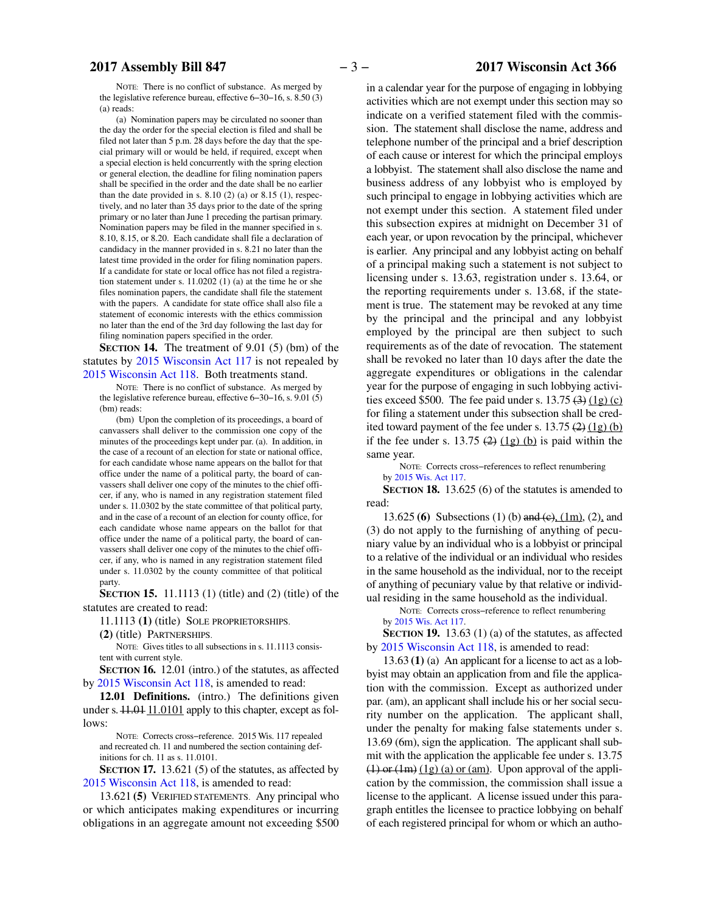NOTE: There is no conflict of substance. As merged by the legislative reference bureau, effective 6−30−16, s. 8.50 (3) (a) reads:

(a) Nomination papers may be circulated no sooner than the day the order for the special election is filed and shall be filed not later than 5 p.m. 28 days before the day that the special primary will or would be held, if required, except when a special election is held concurrently with the spring election or general election, the deadline for filing nomination papers shall be specified in the order and the date shall be no earlier than the date provided in s. 8.10 (2) (a) or 8.15 (1), respectively, and no later than 35 days prior to the date of the spring primary or no later than June 1 preceding the partisan primary. Nomination papers may be filed in the manner specified in s. 8.10, 8.15, or 8.20. Each candidate shall file a declaration of candidacy in the manner provided in s. 8.21 no later than the latest time provided in the order for filing nomination papers. If a candidate for state or local office has not filed a registration statement under s. 11.0202 (1) (a) at the time he or she files nomination papers, the candidate shall file the statement with the papers. A candidate for state office shall also file a statement of economic interests with the ethics commission no later than the end of the 3rd day following the last day for filing nomination papers specified in the order.

**SECTION 14.** The treatment of 9.01 (5) (bm) of the statutes by 2015 Wisconsin Act 117 is not repealed by 2015 Wisconsin Act 118. Both treatments stand.

NOTE: There is no conflict of substance. As merged by the legislative reference bureau, effective 6−30−16, s. 9.01 (5) (bm) reads:

(bm) Upon the completion of its proceedings, a board of canvassers shall deliver to the commission one copy of the minutes of the proceedings kept under par. (a). In addition, in the case of a recount of an election for state or national office, for each candidate whose name appears on the ballot for that office under the name of a political party, the board of canvassers shall deliver one copy of the minutes to the chief officer, if any, who is named in any registration statement filed under s. 11.0302 by the state committee of that political party, and in the case of a recount of an election for county office, for each candidate whose name appears on the ballot for that office under the name of a political party, the board of canvassers shall deliver one copy of the minutes to the chief officer, if any, who is named in any registration statement filed under s. 11.0302 by the county committee of that political party.

**SECTION 15.** 11.1113 (1) (title) and (2) (title) of the statutes are created to read:

11.1113 **(1)** (title) SOLE PROPRIETORSHIPS.

**(2)** (title) PARTNERSHIPS.

NOTE: Gives titles to all subsections in s. 11.1113 consistent with current style.

**SECTION 16.** 12.01 (intro.) of the statutes, as affected by 2015 Wisconsin Act 118, is amended to read:

**12.01 Definitions.** (intro.) The definitions given under s. ~~11.01~~ 11.0101 apply to this chapter, except as follows:

NOTE: Corrects cross−reference. 2015 Wis. 117 repealed and recreated ch. 11 and numbered the section containing definitions for ch. 11 as s. 11.0101.

**SECTION 17.** 13.621 (5) of the statutes, as affected by 2015 Wisconsin Act 118, is amended to read:

13.621 **(5)** VERIFIED STATEMENTS. Any principal who or which anticipates making expenditures or incurring obligations in an aggregate amount not exceeding $500 in a calendar year for the purpose of engaging in lobbying activities which are not exempt under this section may so indicate on a verified statement filed with the commission. The statement shall disclose the name, address and telephone number of the principal and a brief description of each cause or interest for which the principal employs a lobbyist. The statement shall also disclose the name and business address of any lobbyist who is employed by such principal to engage in lobbying activities which are not exempt under this section. A statement filed under this subsection expires at midnight on December 31 of each year, or upon revocation by the principal, whichever is earlier. Any principal and any lobbyist acting on behalf of a principal making such a statement is not subject to licensing under s. 13.63, registration under s. 13.64, or the reporting requirements under s. 13.68, if the statement is true. The statement may be revoked at any time by the principal and the principal and any lobbyist employed by the principal are then subject to such requirements as of the date of revocation. The statement shall be revoked no later than 10 days after the date the aggregate expenditures or obligations in the calendar year for the purpose of engaging in such lobbying activities exceed $500. The fee paid under s. 13.75 ~~(3)~~ (1g) (c) for filing a statement under this subsection shall be credited toward payment of the fee under s. 13.75 ~~(2)~~ (1g) (b) if the fee under s. 13.75 ~~(2)~~ (1g) (b) is paid within the same year.

NOTE: Corrects cross−references to reflect renumbering by 2015 Wis. Act 117.

**SECTION 18.** 13.625 (6) of the statutes is amended to read:

13.625 **(6)** Subsections (1) (b) ~~and (c)~~, (1m), (2), and (3) do not apply to the furnishing of anything of pecuniary value by an individual who is a lobbyist or principal to a relative of the individual or an individual who resides in the same household as the individual, nor to the receipt of anything of pecuniary value by that relative or individual residing in the same household as the individual.

NOTE: Corrects cross−reference to reflect renumbering by 2015 Wis. Act 117.

**SECTION 19.** 13.63 (1) (a) of the statutes, as affected by 2015 Wisconsin Act 118, is amended to read:

13.63 **(1)** (a) An applicant for a license to act as a lobbyist may obtain an application from and file the application with the commission. Except as authorized under par. (am), an applicant shall include his or her social security number on the application. The applicant shall, under the penalty for making false statements under s. 13.69 (6m), sign the application. The applicant shall submit with the application the applicable fee under s. 13.75 ~~(1) or (1m)~~ (1g) (a) or (am). Upon approval of the application by the commission, the commission shall issue a license to the applicant. A license issued under this paragraph entitles the licensee to practice lobbying on behalf of each registered principal for whom or which an autho-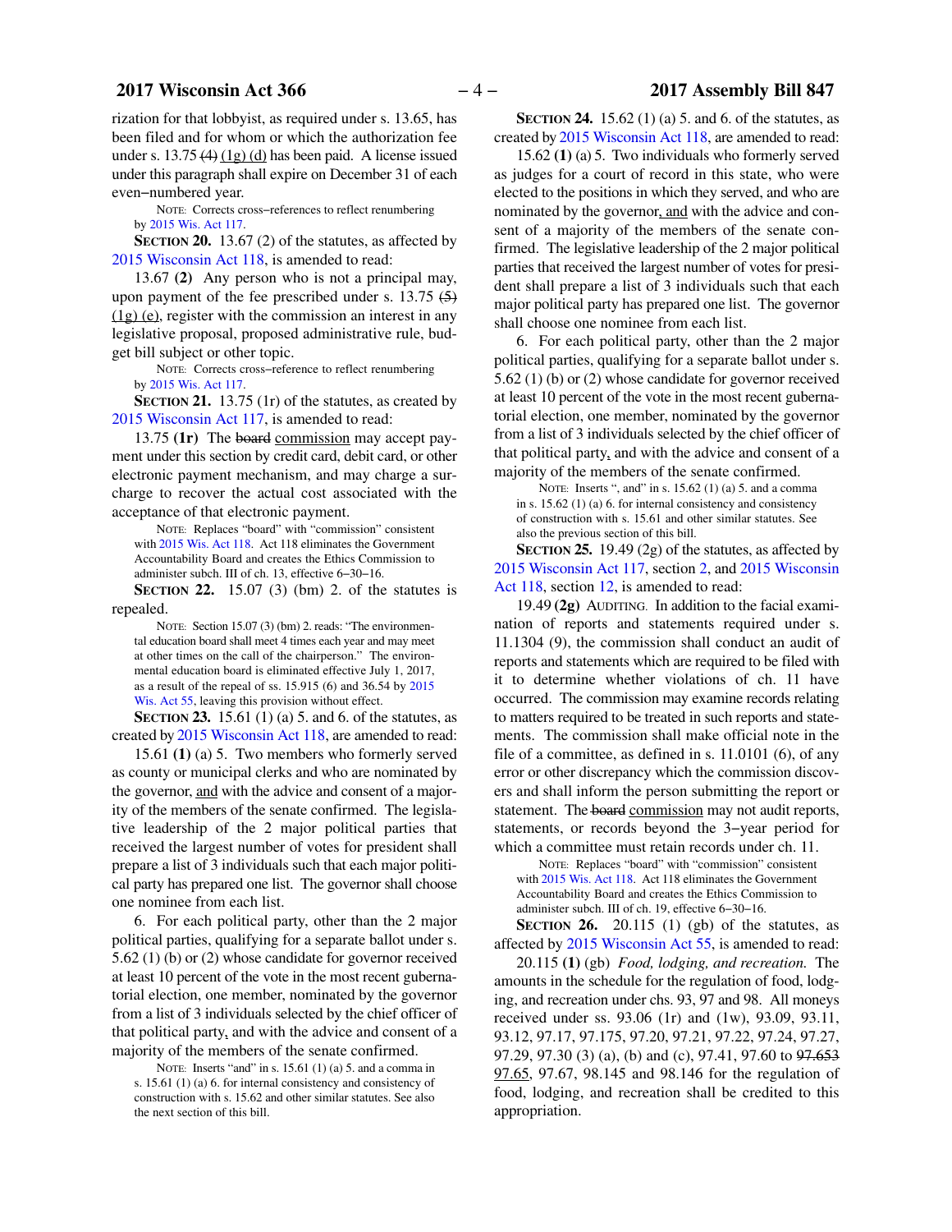rization for that lobbyist, as required under s. 13.65, has been filed and for whom or which the authorization fee under s. 13.75 ~~(4)~~ (1g) (d) has been paid. A license issued under this paragraph shall expire on December 31 of each even−numbered year.

NOTE: Corrects cross−references to reflect renumbering by 2015 Wis. Act 117.

**SECTION 20.** 13.67 (2) of the statutes, as affected by 2015 Wisconsin Act 118, is amended to read:

13.67 **(2)** Any person who is not a principal may, upon payment of the fee prescribed under s. 13.75 ~~(5)~~ (1g) (e), register with the commission an interest in any legislative proposal, proposed administrative rule, budget bill subject or other topic.

NOTE: Corrects cross−reference to reflect renumbering by 2015 Wis. Act 117.

**SECTION 21.** 13.75 (1r) of the statutes, as created by 2015 Wisconsin Act 117, is amended to read:

13.75 **(1r)** The ~~board~~ commission may accept payment under this section by credit card, debit card, or other electronic payment mechanism, and may charge a surcharge to recover the actual cost associated with the acceptance of that electronic payment.

NOTE: Replaces "board" with "commission" consistent with 2015 Wis. Act 118. Act 118 eliminates the Government Accountability Board and creates the Ethics Commission to administer subch. III of ch. 13, effective 6−30−16.

**SECTION 22.** 15.07 (3) (bm) 2. of the statutes is repealed.

NOTE: Section 15.07 (3) (bm) 2. reads: "The environmental education board shall meet 4 times each year and may meet at other times on the call of the chairperson." The environmental education board is eliminated effective July 1, 2017, as a result of the repeal of ss. 15.915 (6) and 36.54 by 2015 Wis. Act 55, leaving this provision without effect.

**SECTION 23.** 15.61 (1) (a) 5. and 6. of the statutes, as created by 2015 Wisconsin Act 118, are amended to read:

15.61 **(1)** (a) 5. Two members who formerly served as county or municipal clerks and who are nominated by the governor, and with the advice and consent of a majority of the members of the senate confirmed. The legislative leadership of the 2 major political parties that received the largest number of votes for president shall prepare a list of 3 individuals such that each major political party has prepared one list. The governor shall choose one nominee from each list.

6. For each political party, other than the 2 major political parties, qualifying for a separate ballot under s. 5.62 (1) (b) or (2) whose candidate for governor received at least 10 percent of the vote in the most recent gubernatorial election, one member, nominated by the governor from a list of 3 individuals selected by the chief officer of that political party, and with the advice and consent of a majority of the members of the senate confirmed.

NOTE: Inserts "and" in s. 15.61 (1) (a) 5. and a comma in s. 15.61 (1) (a) 6. for internal consistency and consistency of construction with s. 15.62 and other similar statutes. See also the next section of this bill.

**SECTION 24.** 15.62 (1) (a) 5. and 6. of the statutes, as created by 2015 Wisconsin Act 118, are amended to read:

15.62 **(1)** (a) 5. Two individuals who formerly served as judges for a court of record in this state, who were elected to the positions in which they served, and who are nominated by the governor, and with the advice and consent of a majority of the members of the senate confirmed. The legislative leadership of the 2 major political parties that received the largest number of votes for president shall prepare a list of 3 individuals such that each major political party has prepared one list. The governor shall choose one nominee from each list.

6. For each political party, other than the 2 major political parties, qualifying for a separate ballot under s. 5.62 (1) (b) or (2) whose candidate for governor received at least 10 percent of the vote in the most recent gubernatorial election, one member, nominated by the governor from a list of 3 individuals selected by the chief officer of that political party, and with the advice and consent of a majority of the members of the senate confirmed.

NOTE: Inserts ", and" in s. 15.62 (1) (a) 5. and a comma in s. 15.62 (1) (a) 6. for internal consistency and consistency of construction with s. 15.61 and other similar statutes. See also the previous section of this bill.

**SECTION 25.** 19.49 (2g) of the statutes, as affected by 2015 Wisconsin Act 117, section 2, and 2015 Wisconsin Act 118, section 12, is amended to read:

19.49 **(2g)** AUDITING. In addition to the facial examination of reports and statements required under s. 11.1304 (9), the commission shall conduct an audit of reports and statements which are required to be filed with it to determine whether violations of ch. 11 have occurred. The commission may examine records relating to matters required to be treated in such reports and statements. The commission shall make official note in the file of a committee, as defined in s. 11.0101 (6), of any error or other discrepancy which the commission discovers and shall inform the person submitting the report or statement. The ~~board~~ commission may not audit reports, statements, or records beyond the 3−year period for which a committee must retain records under ch. 11.

NOTE: Replaces "board" with "commission" consistent with 2015 Wis. Act 118. Act 118 eliminates the Government Accountability Board and creates the Ethics Commission to administer subch. III of ch. 19, effective 6−30−16.

**SECTION 26.** 20.115 (1) (gb) of the statutes, as affected by 2015 Wisconsin Act 55, is amended to read:

20.115 **(1)** (gb) *Food, lodging, and recreation.* The amounts in the schedule for the regulation of food, lodging, and recreation under chs. 93, 97 and 98. All moneys received under ss. 93.06 (1r) and (1w), 93.09, 93.11, 93.12, 97.17, 97.175, 97.20, 97.21, 97.22, 97.24, 97.27, 97.29, 97.30 (3) (a), (b) and (c), 97.41, 97.60 to ~~97.653~~ 97.65, 97.67, 98.145 and 98.146 for the regulation of food, lodging, and recreation shall be credited to this appropriation.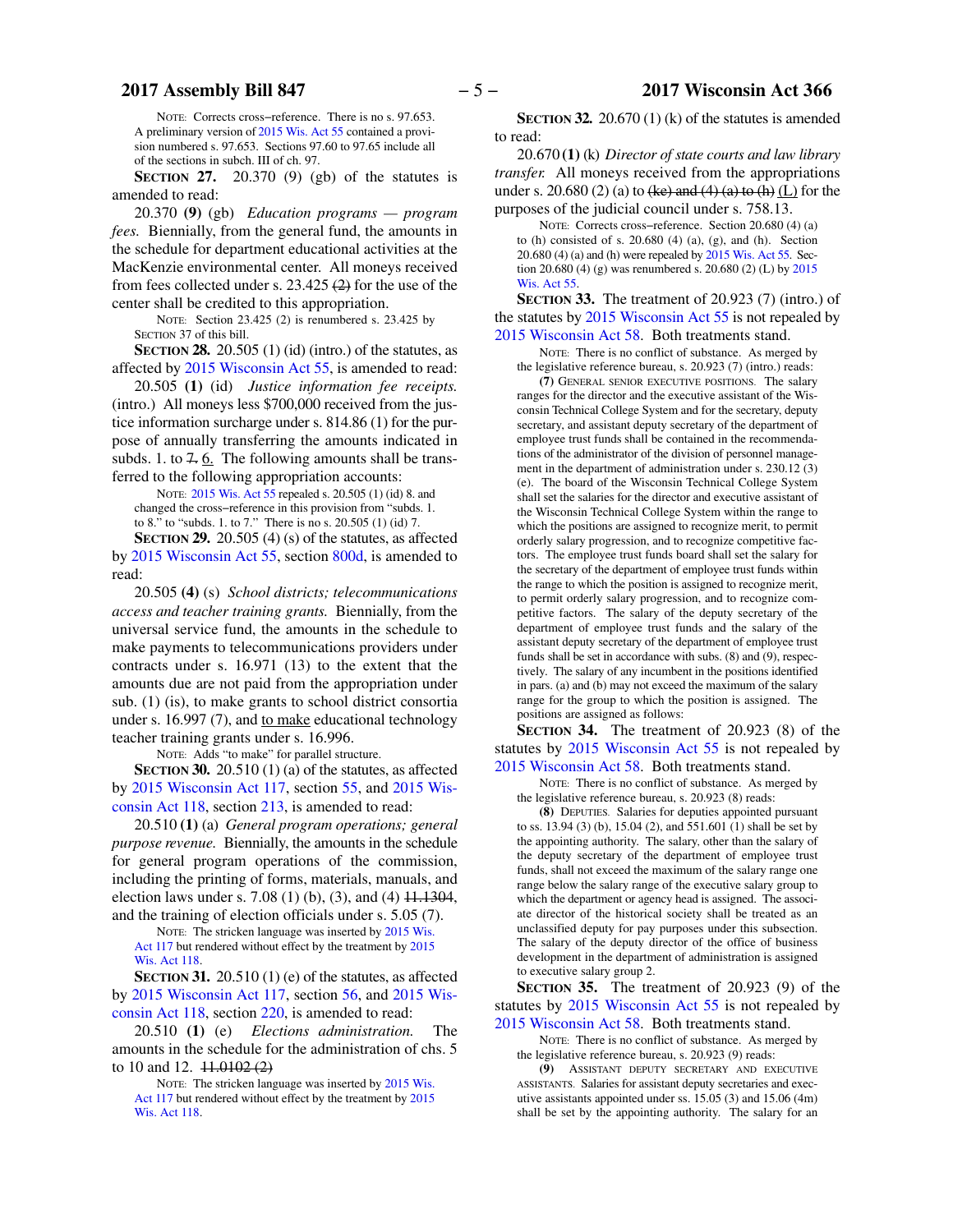NOTE: Corrects cross−reference. There is no s. 97.653. A preliminary version of 2015 Wis. Act 55 contained a provision numbered s. 97.653. Sections 97.60 to 97.65 include all of the sections in subch. III of ch. 97.

**SECTION 27.** 20.370 (9) (gb) of the statutes is amended to read:

20.370 **(9)** (gb) *Education programs — program fees.* Biennially, from the general fund, the amounts in the schedule for department educational activities at the MacKenzie environmental center. All moneys received from fees collected under s. 23.425 ~~(2)~~ for the use of the center shall be credited to this appropriation.

NOTE: Section 23.425 (2) is renumbered s. 23.425 by SECTION 37 of this bill.

**SECTION 28.** 20.505 (1) (id) (intro.) of the statutes, as affected by 2015 Wisconsin Act 55, is amended to read:

20.505 **(1)** (id) *Justice information fee receipts.* (intro.) All moneys less $700,000 received from the justice information surcharge under s. 814.86 (1) for the purpose of annually transferring the amounts indicated in subds. 1. to ~~7.~~ 6. The following amounts shall be transferred to the following appropriation accounts:

NOTE: 2015 Wis. Act 55 repealed s. 20.505 (1) (id) 8. and changed the cross−reference in this provision from "subds. 1. to 8." to "subds. 1. to 7." There is no s. 20.505 (1) (id) 7.

**SECTION 29.** 20.505 (4) (s) of the statutes, as affected by 2015 Wisconsin Act 55, section 800d, is amended to read:

20.505 **(4)** (s) *School districts; telecommunications access and teacher training grants.* Biennially, from the universal service fund, the amounts in the schedule to make payments to telecommunications providers under contracts under s. 16.971 (13) to the extent that the amounts due are not paid from the appropriation under sub. (1) (is), to make grants to school district consortia under s. 16.997 (7), and to make educational technology teacher training grants under s. 16.996.

NOTE: Adds "to make" for parallel structure.

**SECTION 30.** 20.510 (1) (a) of the statutes, as affected by 2015 Wisconsin Act 117, section 55, and 2015 Wisconsin Act 118, section 213, is amended to read:

20.510 **(1)** (a) *General program operations; general purpose revenue.* Biennially, the amounts in the schedule for general program operations of the commission, including the printing of forms, materials, manuals, and election laws under s. 7.08 (1) (b), (3), and (4) ~~11.1304~~, and the training of election officials under s. 5.05 (7).

NOTE: The stricken language was inserted by 2015 Wis. Act 117 but rendered without effect by the treatment by 2015 Wis. Act 118.

**SECTION 31.** 20.510 (1) (e) of the statutes, as affected by 2015 Wisconsin Act 117, section 56, and 2015 Wisconsin Act 118, section 220, is amended to read:

20.510 **(1)** (e) *Elections administration.* The amounts in the schedule for the administration of chs. 5 to 10 and 12. ~~11.0102 (2)~~

NOTE: The stricken language was inserted by 2015 Wis. Act 117 but rendered without effect by the treatment by 2015 Wis. Act 118.

**SECTION 32.** 20.670 (1) (k) of the statutes is amended to read:

20.670 **(1)** (k) *Director of state courts and law library transfer.* All moneys received from the appropriations under s. 20.680 (2) (a) to ~~(ke) and (4) (a) to (h)~~ (L) for the purposes of the judicial council under s. 758.13.

NOTE: Corrects cross−reference. Section 20.680 (4) (a) to (h) consisted of s. 20.680 (4) (a), (g), and (h). Section 20.680 (4) (a) and (h) were repealed by 2015 Wis. Act 55. Section 20.680 (4) (g) was renumbered s. 20.680 (2) (L) by 2015 Wis. Act 55.

**SECTION 33.** The treatment of 20.923 (7) (intro.) of the statutes by 2015 Wisconsin Act 55 is not repealed by 2015 Wisconsin Act 58. Both treatments stand.

NOTE: There is no conflict of substance. As merged by the legislative reference bureau, s. 20.923 (7) (intro.) reads:

**(7)** GENERAL SENIOR EXECUTIVE POSITIONS. The salary ranges for the director and the executive assistant of the Wisconsin Technical College System and for the secretary, deputy secretary, and assistant deputy secretary of the department of employee trust funds shall be contained in the recommendations of the administrator of the division of personnel management in the department of administration under s. 230.12 (3) (e). The board of the Wisconsin Technical College System shall set the salaries for the director and executive assistant of the Wisconsin Technical College System within the range to which the positions are assigned to recognize merit, to permit orderly salary progression, and to recognize competitive factors. The employee trust funds board shall set the salary for the secretary of the department of employee trust funds within the range to which the position is assigned to recognize merit, to permit orderly salary progression, and to recognize competitive factors. The salary of the deputy secretary of the department of employee trust funds and the salary of the assistant deputy secretary of the department of employee trust funds shall be set in accordance with subs. (8) and (9), respectively. The salary of any incumbent in the positions identified in pars. (a) and (b) may not exceed the maximum of the salary range for the group to which the position is assigned. The positions are assigned as follows:

**SECTION 34.** The treatment of 20.923 (8) of the statutes by 2015 Wisconsin Act 55 is not repealed by 2015 Wisconsin Act 58. Both treatments stand.

NOTE: There is no conflict of substance. As merged by the legislative reference bureau, s. 20.923 (8) reads:

**(8)** DEPUTIES. Salaries for deputies appointed pursuant to ss. 13.94 (3) (b), 15.04 (2), and 551.601 (1) shall be set by the appointing authority. The salary, other than the salary of the deputy secretary of the department of employee trust funds, shall not exceed the maximum of the salary range one range below the salary range of the executive salary group to which the department or agency head is assigned. The associate director of the historical society shall be treated as an unclassified deputy for pay purposes under this subsection. The salary of the deputy director of the office of business development in the department of administration is assigned to executive salary group 2.

**SECTION 35.** The treatment of 20.923 (9) of the statutes by 2015 Wisconsin Act 55 is not repealed by 2015 Wisconsin Act 58. Both treatments stand.

NOTE: There is no conflict of substance. As merged by the legislative reference bureau, s. 20.923 (9) reads:

**(9)** ASSISTANT DEPUTY SECRETARY AND EXECUTIVE ASSISTANTS. Salaries for assistant deputy secretaries and executive assistants appointed under ss. 15.05 (3) and 15.06 (4m) shall be set by the appointing authority. The salary for an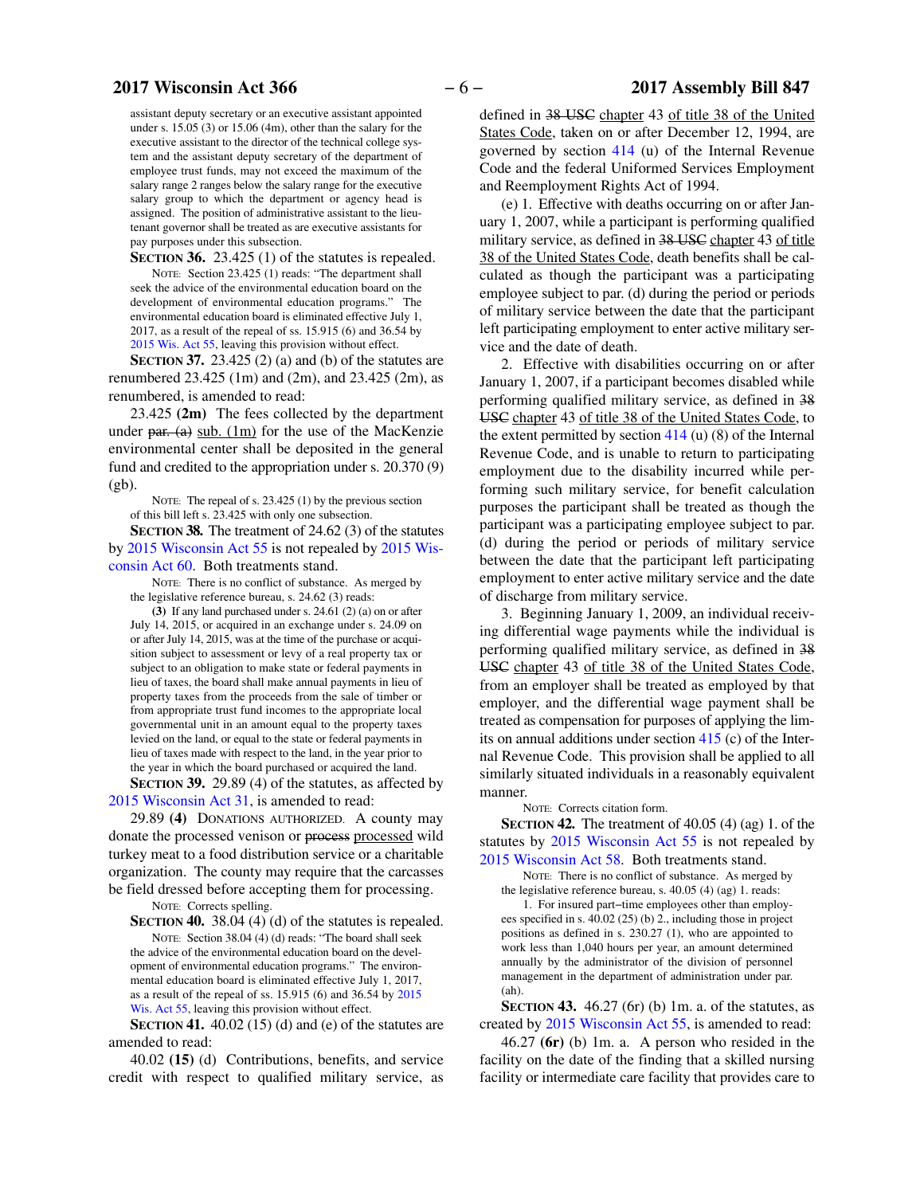assistant deputy secretary or an executive assistant appointed under s. 15.05 (3) or 15.06 (4m), other than the salary for the executive assistant to the director of the technical college system and the assistant deputy secretary of the department of employee trust funds, may not exceed the maximum of the salary range 2 ranges below the salary range for the executive salary group to which the department or agency head is assigned. The position of administrative assistant to the lieutenant governor shall be treated as are executive assistants for pay purposes under this subsection.

**SECTION 36.** 23.425 (1) of the statutes is repealed.

NOTE: Section 23.425 (1) reads: "The department shall seek the advice of the environmental education board on the development of environmental education programs." The environmental education board is eliminated effective July 1, 2017, as a result of the repeal of ss. 15.915 (6) and 36.54 by 2015 Wis. Act 55, leaving this provision without effect.

**SECTION 37.** 23.425 (2) (a) and (b) of the statutes are renumbered 23.425 (1m) and (2m), and 23.425 (2m), as renumbered, is amended to read:

23.425 **(2m)** The fees collected by the department under ~~par. (a)~~ sub. (1m) for the use of the MacKenzie environmental center shall be deposited in the general fund and credited to the appropriation under s. 20.370 (9) (gb).

NOTE: The repeal of s. 23.425 (1) by the previous section of this bill left s. 23.425 with only one subsection.

**SECTION 38.** The treatment of 24.62 (3) of the statutes by 2015 Wisconsin Act 55 is not repealed by 2015 Wisconsin Act 60. Both treatments stand.

NOTE: There is no conflict of substance. As merged by the legislative reference bureau, s. 24.62 (3) reads:

**(3)** If any land purchased under s. 24.61 (2) (a) on or after July 14, 2015, or acquired in an exchange under s. 24.09 on or after July 14, 2015, was at the time of the purchase or acquisition subject to assessment or levy of a real property tax or subject to an obligation to make state or federal payments in lieu of taxes, the board shall make annual payments in lieu of property taxes from the proceeds from the sale of timber or from appropriate trust fund incomes to the appropriate local governmental unit in an amount equal to the property taxes levied on the land, or equal to the state or federal payments in lieu of taxes made with respect to the land, in the year prior to the year in which the board purchased or acquired the land.

**SECTION 39.** 29.89 (4) of the statutes, as affected by 2015 Wisconsin Act 31, is amended to read:

29.89 **(4)** DONATIONS AUTHORIZED. A county may donate the processed venison or ~~process~~ processed wild turkey meat to a food distribution service or a charitable organization. The county may require that the carcasses be field dressed before accepting them for processing.

NOTE: Corrects spelling.

**SECTION 40.** 38.04 (4) (d) of the statutes is repealed.

NOTE: Section 38.04 (4) (d) reads: "The board shall seek the advice of the environmental education board on the development of environmental education programs." The environmental education board is eliminated effective July 1, 2017, as a result of the repeal of ss. 15.915 (6) and 36.54 by 2015 Wis. Act 55, leaving this provision without effect.

**SECTION 41.** 40.02 (15) (d) and (e) of the statutes are amended to read:

40.02 **(15)** (d) Contributions, benefits, and service credit with respect to qualified military service, as defined in ~~38 USC~~ chapter 43 of title 38 of the United States Code, taken on or after December 12, 1994, are governed by section 414 (u) of the Internal Revenue Code and the federal Uniformed Services Employment and Reemployment Rights Act of 1994.

(e) 1. Effective with deaths occurring on or after January 1, 2007, while a participant is performing qualified military service, as defined in ~~38 USC~~ chapter 43 of title 38 of the United States Code, death benefits shall be calculated as though the participant was a participating employee subject to par. (d) during the period or periods of military service between the date that the participant left participating employment to enter active military service and the date of death.

2. Effective with disabilities occurring on or after January 1, 2007, if a participant becomes disabled while performing qualified military service, as defined in ~~38 USC~~ chapter 43 of title 38 of the United States Code, to the extent permitted by section 414 (u) (8) of the Internal Revenue Code, and is unable to return to participating employment due to the disability incurred while performing such military service, for benefit calculation purposes the participant shall be treated as though the participant was a participating employee subject to par. (d) during the period or periods of military service between the date that the participant left participating employment to enter active military service and the date of discharge from military service.

3. Beginning January 1, 2009, an individual receiving differential wage payments while the individual is performing qualified military service, as defined in ~~38 USC~~ chapter 43 of title 38 of the United States Code, from an employer shall be treated as employed by that employer, and the differential wage payment shall be treated as compensation for purposes of applying the limits on annual additions under section 415 (c) of the Internal Revenue Code. This provision shall be applied to all similarly situated individuals in a reasonably equivalent manner.

NOTE: Corrects citation form.

**SECTION 42.** The treatment of 40.05 (4) (ag) 1. of the statutes by 2015 Wisconsin Act 55 is not repealed by 2015 Wisconsin Act 58. Both treatments stand.

NOTE: There is no conflict of substance. As merged by the legislative reference bureau, s. 40.05 (4) (ag) 1. reads:

1. For insured part–time employees other than employees specified in s. 40.02 (25) (b) 2., including those in project positions as defined in s. 230.27 (1), who are appointed to work less than 1,040 hours per year, an amount determined annually by the administrator of the division of personnel management in the department of administration under par. (ah).

**SECTION 43.** 46.27 (6r) (b) 1m. a. of the statutes, as created by 2015 Wisconsin Act 55, is amended to read:

46.27 **(6r)** (b) 1m. a. A person who resided in the facility on the date of the finding that a skilled nursing facility or intermediate care facility that provides care to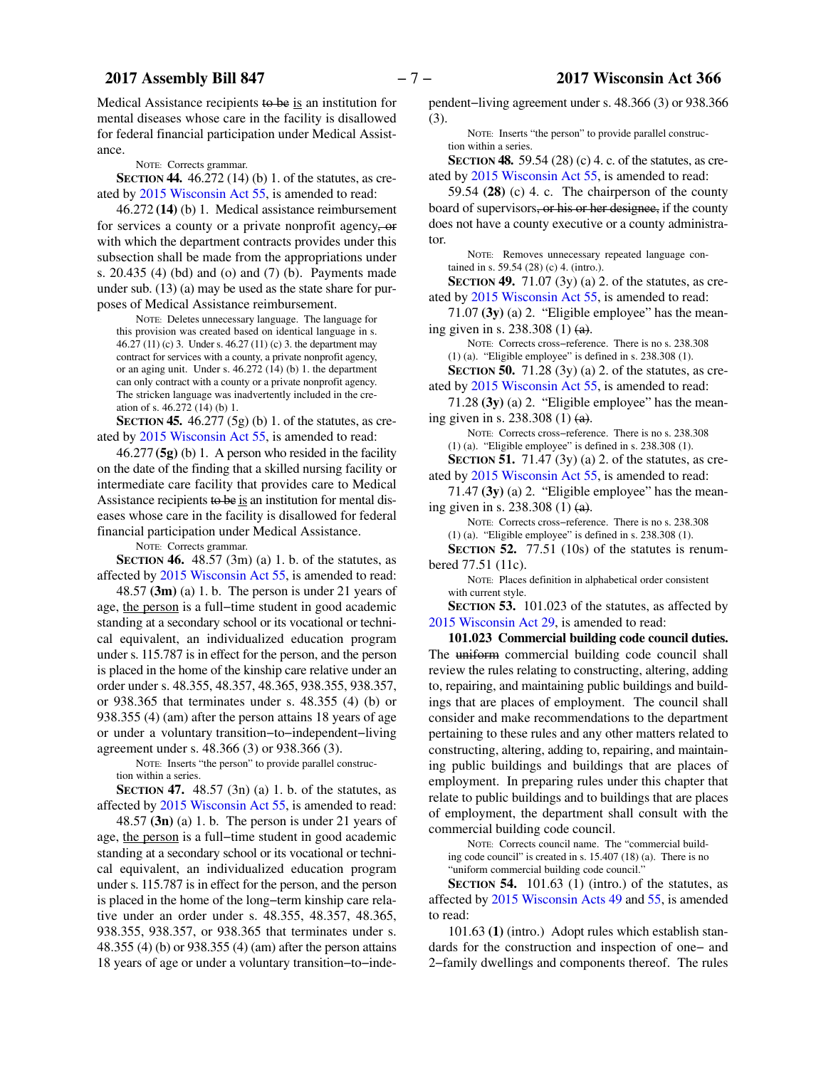Medical Assistance recipients ~~to be~~ is an institution for mental diseases whose care in the facility is disallowed for federal financial participation under Medical Assistance.

NOTE: Corrects grammar.

**SECTION 44.** 46.272 (14) (b) 1. of the statutes, as created by 2015 Wisconsin Act 55, is amended to read:

46.272 **(14)** (b) 1. Medical assistance reimbursement for services a county or a private nonprofit agency~~, or~~ with which the department contracts provides under this subsection shall be made from the appropriations under s. 20.435 (4) (bd) and (o) and (7) (b). Payments made under sub. (13) (a) may be used as the state share for purposes of Medical Assistance reimbursement.

NOTE: Deletes unnecessary language. The language for this provision was created based on identical language in s. 46.27 (11) (c) 3. Under s. 46.27 (11) (c) 3. the department may contract for services with a county, a private nonprofit agency, or an aging unit. Under s. 46.272 (14) (b) 1. the department can only contract with a county or a private nonprofit agency. The stricken language was inadvertently included in the creation of s. 46.272 (14) (b) 1.

**SECTION 45.** 46.277 (5g) (b) 1. of the statutes, as created by 2015 Wisconsin Act 55, is amended to read:

46.277 **(5g)** (b) 1. A person who resided in the facility on the date of the finding that a skilled nursing facility or intermediate care facility that provides care to Medical Assistance recipients ~~to be~~ is an institution for mental diseases whose care in the facility is disallowed for federal financial participation under Medical Assistance.

NOTE: Corrects grammar.

**SECTION 46.** 48.57 (3m) (a) 1. b. of the statutes, as affected by 2015 Wisconsin Act 55, is amended to read:

48.57 **(3m)** (a) 1. b. The person is under 21 years of age, the person is a full−time student in good academic standing at a secondary school or its vocational or technical equivalent, an individualized education program under s. 115.787 is in effect for the person, and the person is placed in the home of the kinship care relative under an order under s. 48.355, 48.357, 48.365, 938.355, 938.357, or 938.365 that terminates under s. 48.355 (4) (b) or 938.355 (4) (am) after the person attains 18 years of age or under a voluntary transition−to−independent−living agreement under s. 48.366 (3) or 938.366 (3).

NOTE: Inserts "the person" to provide parallel construction within a series.

**SECTION 47.** 48.57 (3n) (a) 1. b. of the statutes, as affected by 2015 Wisconsin Act 55, is amended to read:

48.57 **(3n)** (a) 1. b. The person is under 21 years of age, the person is a full−time student in good academic standing at a secondary school or its vocational or technical equivalent, an individualized education program under s. 115.787 is in effect for the person, and the person is placed in the home of the long−term kinship care relative under an order under s. 48.355, 48.357, 48.365, 938.355, 938.357, or 938.365 that terminates under s. 48.355 (4) (b) or 938.355 (4) (am) after the person attains 18 years of age or under a voluntary transition−to−independent−living agreement under s. 48.366 (3) or 938.366 (3).

NOTE: Inserts "the person" to provide parallel construction within a series.

**SECTION 48.** 59.54 (28) (c) 4. c. of the statutes, as created by 2015 Wisconsin Act 55, is amended to read:

59.54 **(28)** (c) 4. c. The chairperson of the county board of supervisors~~, or his or her designee,~~ if the county does not have a county executive or a county administrator.

NOTE: Removes unnecessary repeated language contained in s. 59.54 (28) (c) 4. (intro.).

**SECTION 49.** 71.07 (3y) (a) 2. of the statutes, as created by 2015 Wisconsin Act 55, is amended to read:

71.07 **(3y)** (a) 2. "Eligible employee" has the meaning given in s. 238.308 (1) ~~(a)~~.

NOTE: Corrects cross−reference. There is no s. 238.308 (1) (a). "Eligible employee" is defined in s. 238.308 (1).

**SECTION 50.** 71.28 (3y) (a) 2. of the statutes, as created by 2015 Wisconsin Act 55, is amended to read:

71.28 **(3y)** (a) 2. "Eligible employee" has the meaning given in s. 238.308 (1) ~~(a)~~.

NOTE: Corrects cross−reference. There is no s. 238.308 (1) (a). "Eligible employee" is defined in s. 238.308 (1).

**SECTION 51.** 71.47 (3y) (a) 2. of the statutes, as created by 2015 Wisconsin Act 55, is amended to read:

71.47 **(3y)** (a) 2. "Eligible employee" has the meaning given in s. 238.308 (1) ~~(a)~~.

NOTE: Corrects cross−reference. There is no s. 238.308 (1) (a). "Eligible employee" is defined in s. 238.308 (1).

**SECTION 52.** 77.51 (10s) of the statutes is renumbered 77.51 (11c).

NOTE: Places definition in alphabetical order consistent with current style.

**SECTION 53.** 101.023 of the statutes, as affected by 2015 Wisconsin Act 29, is amended to read:

**101.023 Commercial building code council duties.** The ~~uniform~~ commercial building code council shall review the rules relating to constructing, altering, adding to, repairing, and maintaining public buildings and buildings that are places of employment. The council shall consider and make recommendations to the department pertaining to these rules and any other matters related to constructing, altering, adding to, repairing, and maintaining public buildings and buildings that are places of employment. In preparing rules under this chapter that relate to public buildings and to buildings that are places of employment, the department shall consult with the commercial building code council.

NOTE: Corrects council name. The "commercial building code council" is created in s. 15.407 (18) (a). There is no "uniform commercial building code council."

**SECTION 54.** 101.63 (1) (intro.) of the statutes, as affected by 2015 Wisconsin Acts 49 and 55, is amended to read:

101.63 **(1)** (intro.) Adopt rules which establish standards for the construction and inspection of one− and 2−family dwellings and components thereof. The rules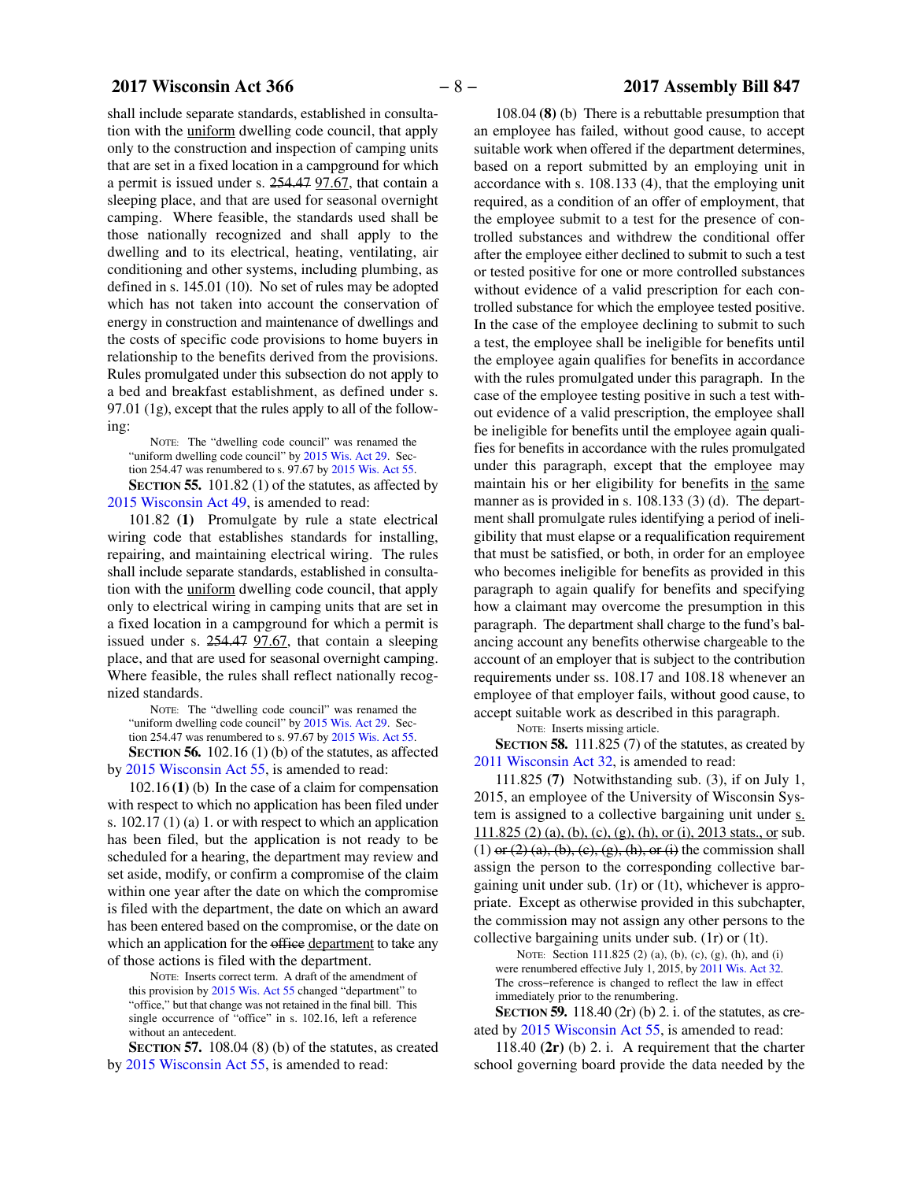shall include separate standards, established in consultation with the uniform dwelling code council, that apply only to the construction and inspection of camping units that are set in a fixed location in a campground for which a permit is issued under s. ~~254.47~~ 97.67, that contain a sleeping place, and that are used for seasonal overnight camping. Where feasible, the standards used shall be those nationally recognized and shall apply to the dwelling and to its electrical, heating, ventilating, air conditioning and other systems, including plumbing, as defined in s. 145.01 (10). No set of rules may be adopted which has not taken into account the conservation of energy in construction and maintenance of dwellings and the costs of specific code provisions to home buyers in relationship to the benefits derived from the provisions. Rules promulgated under this subsection do not apply to a bed and breakfast establishment, as defined under s. 97.01 (1g), except that the rules apply to all of the following:

NOTE: The "dwelling code council" was renamed the "uniform dwelling code council" by 2015 Wis. Act 29. Section 254.47 was renumbered to s. 97.67 by 2015 Wis. Act 55.

**SECTION 55.** 101.82 (1) of the statutes, as affected by 2015 Wisconsin Act 49, is amended to read:

101.82 **(1)** Promulgate by rule a state electrical wiring code that establishes standards for installing, repairing, and maintaining electrical wiring. The rules shall include separate standards, established in consultation with the uniform dwelling code council, that apply only to electrical wiring in camping units that are set in a fixed location in a campground for which a permit is issued under s. ~~254.47~~ 97.67, that contain a sleeping place, and that are used for seasonal overnight camping. Where feasible, the rules shall reflect nationally recognized standards.

NOTE: The "dwelling code council" was renamed the "uniform dwelling code council" by 2015 Wis. Act 29. Section 254.47 was renumbered to s. 97.67 by 2015 Wis. Act 55.

**SECTION 56.** 102.16 (1) (b) of the statutes, as affected by 2015 Wisconsin Act 55, is amended to read:

102.16 **(1)** (b) In the case of a claim for compensation with respect to which no application has been filed under s. 102.17 (1) (a) 1. or with respect to which an application has been filed, but the application is not ready to be scheduled for a hearing, the department may review and set aside, modify, or confirm a compromise of the claim within one year after the date on which the compromise is filed with the department, the date on which an award has been entered based on the compromise, or the date on which an application for the ~~office~~ department to take any of those actions is filed with the department.

NOTE: Inserts correct term. A draft of the amendment of this provision by 2015 Wis. Act 55 changed "department" to "office," but that change was not retained in the final bill. This single occurrence of "office" in s. 102.16, left a reference without an antecedent.

**SECTION 57.** 108.04 (8) (b) of the statutes, as created by 2015 Wisconsin Act 55, is amended to read:

108.04 **(8)** (b) There is a rebuttable presumption that an employee has failed, without good cause, to accept suitable work when offered if the department determines, based on a report submitted by an employing unit in accordance with s. 108.133 (4), that the employing unit required, as a condition of an offer of employment, that the employee submit to a test for the presence of controlled substances and withdrew the conditional offer after the employee either declined to submit to such a test or tested positive for one or more controlled substances without evidence of a valid prescription for each controlled substance for which the employee tested positive. In the case of the employee declining to submit to such a test, the employee shall be ineligible for benefits until the employee again qualifies for benefits in accordance with the rules promulgated under this paragraph. In the case of the employee testing positive in such a test without evidence of a valid prescription, the employee shall be ineligible for benefits until the employee again qualifies for benefits in accordance with the rules promulgated under this paragraph, except that the employee may maintain his or her eligibility for benefits in the same manner as is provided in s. 108.133 (3) (d). The department shall promulgate rules identifying a period of ineligibility that must elapse or a requalification requirement that must be satisfied, or both, in order for an employee who becomes ineligible for benefits as provided in this paragraph to again qualify for benefits and specifying how a claimant may overcome the presumption in this paragraph. The department shall charge to the fund's balancing account any benefits otherwise chargeable to the account of an employer that is subject to the contribution requirements under ss. 108.17 and 108.18 whenever an employee of that employer fails, without good cause, to accept suitable work as described in this paragraph.

NOTE: Inserts missing article.

**SECTION 58.** 111.825 (7) of the statutes, as created by 2011 Wisconsin Act 32, is amended to read:

111.825 **(7)** Notwithstanding sub. (3), if on July 1, 2015, an employee of the University of Wisconsin System is assigned to a collective bargaining unit under s. 111.825 (2) (a), (b), (c), (g), (h), or (i), 2013 stats., or sub. (1) ~~or (2) (a), (b), (c), (g), (h), or (i)~~ the commission shall assign the person to the corresponding collective bargaining unit under sub. (1r) or (1t), whichever is appropriate. Except as otherwise provided in this subchapter, the commission may not assign any other persons to the collective bargaining units under sub. (1r) or (1t).

NOTE: Section 111.825 (2) (a), (b), (c), (g), (h), and (i) were renumbered effective July 1, 2015, by 2011 Wis. Act 32. The cross–reference is changed to reflect the law in effect immediately prior to the renumbering.

**SECTION 59.** 118.40 (2r) (b) 2. i. of the statutes, as created by 2015 Wisconsin Act 55, is amended to read:

118.40 **(2r)** (b) 2. i. A requirement that the charter school governing board provide the data needed by the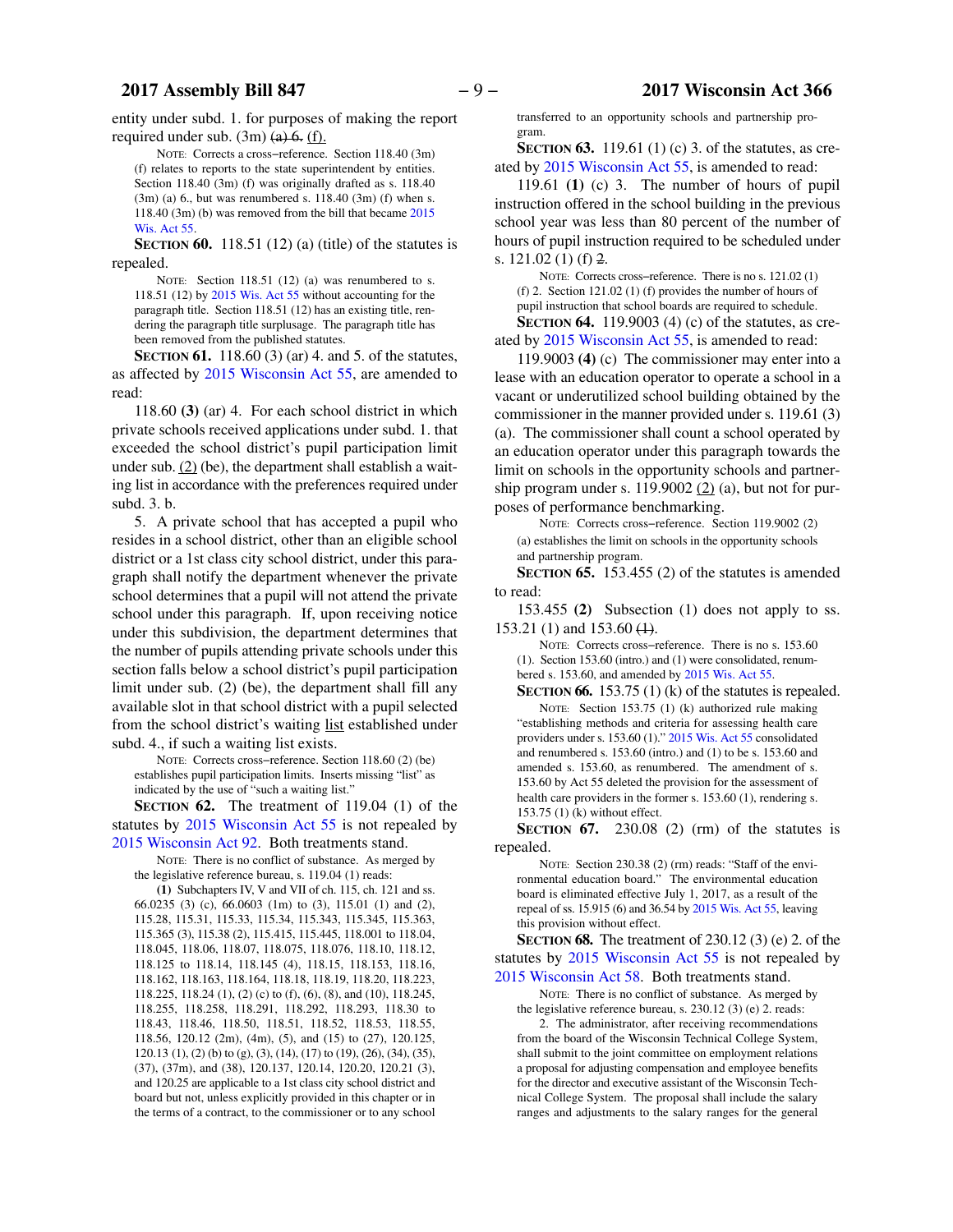entity under subd. 1. for purposes of making the report required under sub. (3m) ~~(a) 6.~~ (f).

NOTE: Corrects a cross−reference. Section 118.40 (3m) (f) relates to reports to the state superintendent by entities. Section 118.40 (3m) (f) was originally drafted as s. 118.40 (3m) (a) 6., but was renumbered s. 118.40 (3m) (f) when s. 118.40 (3m) (b) was removed from the bill that became 2015 Wis. Act 55.

**SECTION 60.** 118.51 (12) (a) (title) of the statutes is repealed.

NOTE: Section 118.51 (12) (a) was renumbered to s. 118.51 (12) by 2015 Wis. Act 55 without accounting for the paragraph title. Section 118.51 (12) has an existing title, rendering the paragraph title surplusage. The paragraph title has been removed from the published statutes.

**SECTION 61.** 118.60 (3) (ar) 4. and 5. of the statutes, as affected by 2015 Wisconsin Act 55, are amended to read:

118.60 **(3)** (ar) 4. For each school district in which private schools received applications under subd. 1. that exceeded the school district's pupil participation limit under sub. (2) (be), the department shall establish a waiting list in accordance with the preferences required under subd. 3. b.

5. A private school that has accepted a pupil who resides in a school district, other than an eligible school district or a 1st class city school district, under this paragraph shall notify the department whenever the private school determines that a pupil will not attend the private school under this paragraph. If, upon receiving notice under this subdivision, the department determines that the number of pupils attending private schools under this section falls below a school district's pupil participation limit under sub. (2) (be), the department shall fill any available slot in that school district with a pupil selected from the school district's waiting list established under subd. 4., if such a waiting list exists.

NOTE: Corrects cross−reference. Section 118.60 (2) (be) establishes pupil participation limits. Inserts missing "list" as indicated by the use of "such a waiting list."

**SECTION 62.** The treatment of 119.04 (1) of the statutes by 2015 Wisconsin Act 55 is not repealed by 2015 Wisconsin Act 92. Both treatments stand.

NOTE: There is no conflict of substance. As merged by the legislative reference bureau, s. 119.04 (1) reads:

**(1)** Subchapters IV, V and VII of ch. 115, ch. 121 and ss. 66.0235 (3) (c), 66.0603 (1m) to (3), 115.01 (1) and (2), 115.28, 115.31, 115.33, 115.34, 115.343, 115.345, 115.363, 115.365 (3), 115.38 (2), 115.415, 115.445, 118.001 to 118.04, 118.045, 118.06, 118.07, 118.075, 118.076, 118.10, 118.12, 118.125 to 118.14, 118.145 (4), 118.15, 118.153, 118.16, 118.162, 118.163, 118.164, 118.18, 118.19, 118.20, 118.223, 118.225, 118.24 (1), (2) (c) to (f), (6), (8), and (10), 118.245, 118.255, 118.258, 118.291, 118.292, 118.293, 118.30 to 118.43, 118.46, 118.50, 118.51, 118.52, 118.53, 118.55, 118.56, 120.12 (2m), (4m), (5), and (15) to (27), 120.125, 120.13 (1), (2) (b) to (g), (3), (14), (17) to (19), (26), (34), (35), (37), (37m), and (38), 120.137, 120.14, 120.20, 120.21 (3), and 120.25 are applicable to a 1st class city school district and board but not, unless explicitly provided in this chapter or in the terms of a contract, to the commissioner or to any school transferred to an opportunity schools and partnership program.

**SECTION 63.** 119.61 (1) (c) 3. of the statutes, as created by 2015 Wisconsin Act 55, is amended to read:

119.61 **(1)** (c) 3. The number of hours of pupil instruction offered in the school building in the previous school year was less than 80 percent of the number of hours of pupil instruction required to be scheduled under s. 121.02 (1) (f) ~~2~~.

NOTE: Corrects cross−reference. There is no s. 121.02 (1) (f) 2. Section 121.02 (1) (f) provides the number of hours of pupil instruction that school boards are required to schedule.

**SECTION 64.** 119.9003 (4) (c) of the statutes, as created by 2015 Wisconsin Act 55, is amended to read:

119.9003 **(4)** (c) The commissioner may enter into a lease with an education operator to operate a school in a vacant or underutilized school building obtained by the commissioner in the manner provided under s. 119.61 (3) (a). The commissioner shall count a school operated by an education operator under this paragraph towards the limit on schools in the opportunity schools and partnership program under s. 119.9002 (2) (a), but not for purposes of performance benchmarking.

NOTE: Corrects cross−reference. Section 119.9002 (2) (a) establishes the limit on schools in the opportunity schools and partnership program.

**SECTION 65.** 153.455 (2) of the statutes is amended to read:

153.455 **(2)** Subsection (1) does not apply to ss. 153.21 (1) and 153.60 ~~(1)~~.

NOTE: Corrects cross−reference. There is no s. 153.60 (1). Section 153.60 (intro.) and (1) were consolidated, renumbered s. 153.60, and amended by 2015 Wis. Act 55.

**SECTION 66.** 153.75 (1) (k) of the statutes is repealed.

NOTE: Section 153.75 (1) (k) authorized rule making "establishing methods and criteria for assessing health care providers under s. 153.60 (1)." 2015 Wis. Act 55 consolidated and renumbered s. 153.60 (intro.) and (1) to be s. 153.60 and amended s. 153.60, as renumbered. The amendment of s. 153.60 by Act 55 deleted the provision for the assessment of health care providers in the former s. 153.60 (1), rendering s. 153.75 (1) (k) without effect.

**SECTION 67.** 230.08 (2) (rm) of the statutes is repealed.

NOTE: Section 230.38 (2) (rm) reads: "Staff of the environmental education board." The environmental education board is eliminated effective July 1, 2017, as a result of the repeal of ss. 15.915 (6) and 36.54 by 2015 Wis. Act 55, leaving this provision without effect.

**SECTION 68.** The treatment of 230.12 (3) (e) 2. of the statutes by 2015 Wisconsin Act 55 is not repealed by 2015 Wisconsin Act 58. Both treatments stand.

NOTE: There is no conflict of substance. As merged by the legislative reference bureau, s. 230.12 (3) (e) 2. reads:

2. The administrator, after receiving recommendations from the board of the Wisconsin Technical College System, shall submit to the joint committee on employment relations a proposal for adjusting compensation and employee benefits for the director and executive assistant of the Wisconsin Technical College System. The proposal shall include the salary ranges and adjustments to the salary ranges for the general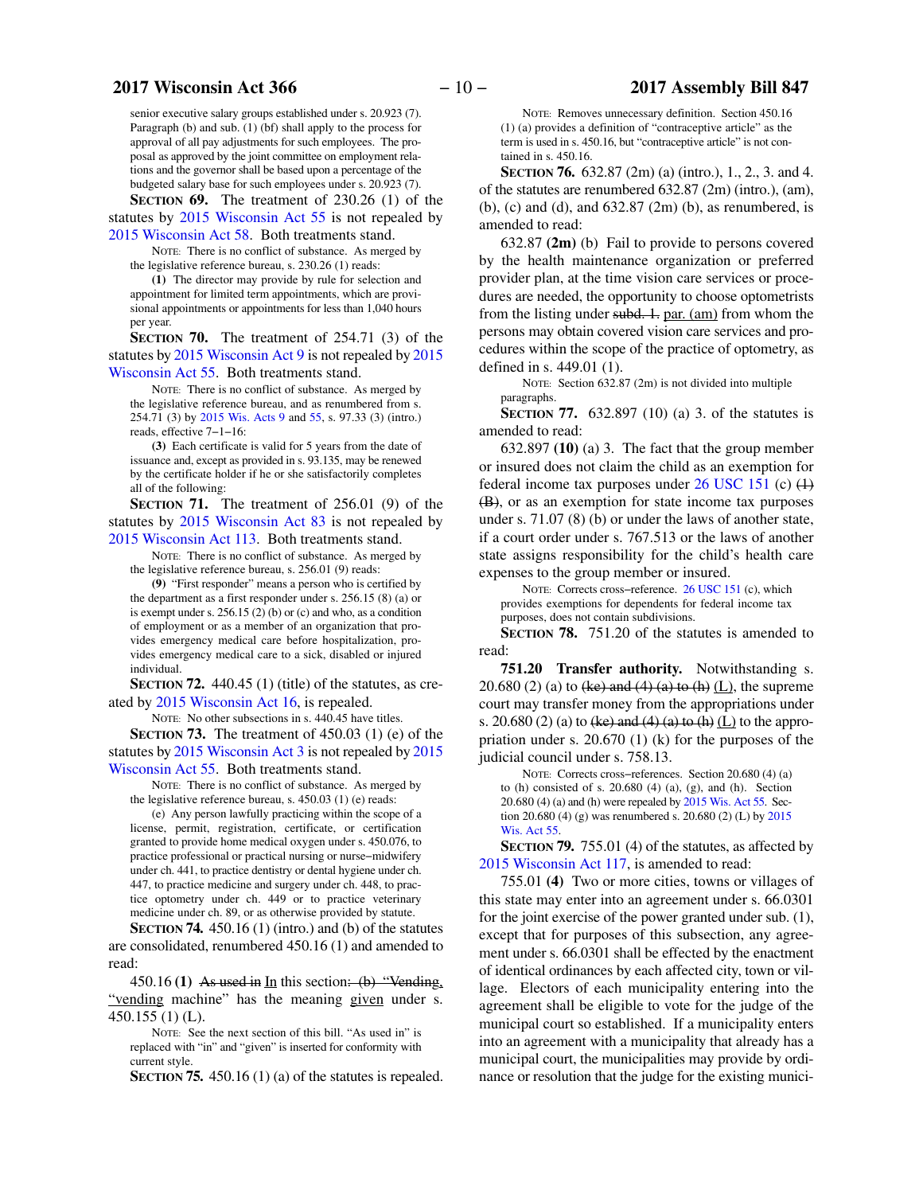senior executive salary groups established under s. 20.923 (7). Paragraph (b) and sub. (1) (bf) shall apply to the process for approval of all pay adjustments for such employees. The proposal as approved by the joint committee on employment relations and the governor shall be based upon a percentage of the budgeted salary base for such employees under s. 20.923 (7).

**SECTION 69.** The treatment of 230.26 (1) of the statutes by 2015 Wisconsin Act 55 is not repealed by 2015 Wisconsin Act 58. Both treatments stand.

NOTE: There is no conflict of substance. As merged by the legislative reference bureau, s. 230.26 (1) reads:

**(1)** The director may provide by rule for selection and appointment for limited term appointments, which are provisional appointments or appointments for less than 1,040 hours per year.

**SECTION 70.** The treatment of 254.71 (3) of the statutes by 2015 Wisconsin Act 9 is not repealed by 2015 Wisconsin Act 55. Both treatments stand.

NOTE: There is no conflict of substance. As merged by the legislative reference bureau, and as renumbered from s. 254.71 (3) by 2015 Wis. Acts 9 and 55, s. 97.33 (3) (intro.) reads, effective 7–1–16:

**(3)** Each certificate is valid for 5 years from the date of issuance and, except as provided in s. 93.135, may be renewed by the certificate holder if he or she satisfactorily completes all of the following:

**SECTION 71.** The treatment of 256.01 (9) of the statutes by 2015 Wisconsin Act 83 is not repealed by 2015 Wisconsin Act 113. Both treatments stand.

NOTE: There is no conflict of substance. As merged by the legislative reference bureau, s. 256.01 (9) reads:

**(9)** "First responder" means a person who is certified by the department as a first responder under s. 256.15 (8) (a) or is exempt under s. 256.15 (2) (b) or (c) and who, as a condition of employment or as a member of an organization that provides emergency medical care before hospitalization, provides emergency medical care to a sick, disabled or injured individual.

**SECTION 72.** 440.45 (1) (title) of the statutes, as created by 2015 Wisconsin Act 16, is repealed.

NOTE: No other subsections in s. 440.45 have titles.

**SECTION 73.** The treatment of 450.03 (1) (e) of the statutes by 2015 Wisconsin Act 3 is not repealed by 2015 Wisconsin Act 55. Both treatments stand.

NOTE: There is no conflict of substance. As merged by the legislative reference bureau, s. 450.03 (1) (e) reads:

(e) Any person lawfully practicing within the scope of a license, permit, registration, certificate, or certification granted to provide home medical oxygen under s. 450.076, to practice professional or practical nursing or nurse–midwifery under ch. 441, to practice dentistry or dental hygiene under ch. 447, to practice medicine and surgery under ch. 448, to practice optometry under ch. 449 or to practice veterinary medicine under ch. 89, or as otherwise provided by statute.

**SECTION 74.** 450.16 (1) (intro.) and (b) of the statutes are consolidated, renumbered 450.16 (1) and amended to read:

450.16 **(1)** ~~As used in~~ In this section: ~~(b) "Vending,~~ "vending machine" has the meaning given under s. 450.155 (1) (L).

NOTE: See the next section of this bill. "As used in" is replaced with "in" and "given" is inserted for conformity with current style.

**SECTION 75.** 450.16 (1) (a) of the statutes is repealed.

NOTE: Removes unnecessary definition. Section 450.16 (1) (a) provides a definition of "contraceptive article" as the term is used in s. 450.16, but "contraceptive article" is not contained in s. 450.16.

**SECTION 76.** 632.87 (2m) (a) (intro.), 1., 2., 3. and 4. of the statutes are renumbered 632.87 (2m) (intro.), (am), (b), (c) and (d), and 632.87 (2m) (b), as renumbered, is amended to read:

632.87 **(2m)** (b) Fail to provide to persons covered by the health maintenance organization or preferred provider plan, at the time vision care services or procedures are needed, the opportunity to choose optometrists from the listing under ~~subd. 1.~~ par. (am) from whom the persons may obtain covered vision care services and procedures within the scope of the practice of optometry, as defined in s. 449.01 (1).

NOTE: Section 632.87 (2m) is not divided into multiple paragraphs.

**SECTION 77.** 632.897 (10) (a) 3. of the statutes is amended to read:

632.897 **(10)** (a) 3. The fact that the group member or insured does not claim the child as an exemption for federal income tax purposes under 26 USC 151 (c) ~~(1) (B)~~, or as an exemption for state income tax purposes under s. 71.07 (8) (b) or under the laws of another state, if a court order under s. 767.513 or the laws of another state assigns responsibility for the child's health care expenses to the group member or insured.

NOTE: Corrects cross–reference. 26 USC 151 (c), which provides exemptions for dependents for federal income tax purposes, does not contain subdivisions.

**SECTION 78.** 751.20 of the statutes is amended to read:

**751.20 Transfer authority.** Notwithstanding s. 20.680 (2) (a) to ~~(ke) and (4) (a) to (h)~~ (L), the supreme court may transfer money from the appropriations under s. 20.680 (2) (a) to ~~(ke) and (4) (a) to (h)~~ (L) to the appropriation under s. 20.670 (1) (k) for the purposes of the judicial council under s. 758.13.

NOTE: Corrects cross–references. Section 20.680 (4) (a) to (h) consisted of s. 20.680 (4) (a), (g), and (h). Section 20.680 (4) (a) and (h) were repealed by 2015 Wis. Act 55. Section 20.680 (4) (g) was renumbered s. 20.680 (2) (L) by 2015 Wis. Act 55.

**SECTION 79.** 755.01 (4) of the statutes, as affected by 2015 Wisconsin Act 117, is amended to read:

755.01 **(4)** Two or more cities, towns or villages of this state may enter into an agreement under s. 66.0301 for the joint exercise of the power granted under sub. (1), except that for purposes of this subsection, any agreement under s. 66.0301 shall be effected by the enactment of identical ordinances by each affected city, town or village. Electors of each municipality entering into the agreement shall be eligible to vote for the judge of the municipal court so established. If a municipality enters into an agreement with a municipality that already has a municipal court, the municipalities may provide by ordinance or resolution that the judge for the existing munici-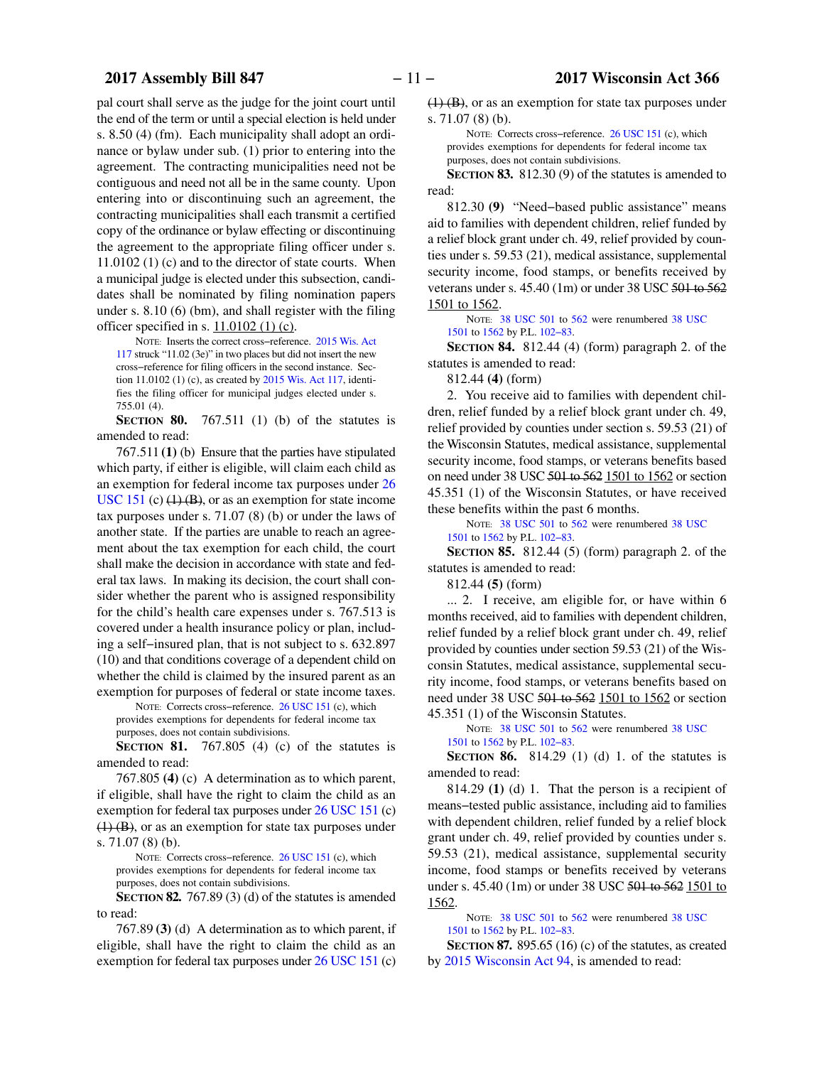pal court shall serve as the judge for the joint court until the end of the term or until a special election is held under s. 8.50 (4) (fm). Each municipality shall adopt an ordinance or bylaw under sub. (1) prior to entering into the agreement. The contracting municipalities need not be contiguous and need not all be in the same county. Upon entering into or discontinuing such an agreement, the contracting municipalities shall each transmit a certified copy of the ordinance or bylaw effecting or discontinuing the agreement to the appropriate filing officer under s. 11.0102 (1) (c) and to the director of state courts. When a municipal judge is elected under this subsection, candidates shall be nominated by filing nomination papers under s. 8.10 (6) (bm), and shall register with the filing officer specified in s. <u>11.0102 (1) (c)</u>.

NOTE: Inserts the correct cross-reference. 2015 Wis. Act 117 struck "11.02 (3e)" in two places but did not insert the new cross-reference for filing officers in the second instance. Section 11.0102 (1) (c), as created by 2015 Wis. Act 117, identifies the filing officer for municipal judges elected under s. 755.01 (4).

**SECTION 80.** 767.511 (1) (b) of the statutes is amended to read:

767.511 **(1)** (b) Ensure that the parties have stipulated which party, if either is eligible, will claim each child as an exemption for federal income tax purposes under 26 USC 151 (c) ~~(1) (B)~~, or as an exemption for state income tax purposes under s. 71.07 (8) (b) or under the laws of another state. If the parties are unable to reach an agreement about the tax exemption for each child, the court shall make the decision in accordance with state and federal tax laws. In making its decision, the court shall consider whether the parent who is assigned responsibility for the child's health care expenses under s. 767.513 is covered under a health insurance policy or plan, including a self–insured plan, that is not subject to s. 632.897 (10) and that conditions coverage of a dependent child on whether the child is claimed by the insured parent as an exemption for purposes of federal or state income taxes.

NOTE: Corrects cross–reference. 26 USC 151 (c), which provides exemptions for dependents for federal income tax purposes, does not contain subdivisions.

**SECTION 81.** 767.805 (4) (c) of the statutes is amended to read:

767.805 **(4)** (c) A determination as to which parent, if eligible, shall have the right to claim the child as an exemption for federal tax purposes under 26 USC 151 (c) ~~(1) (B)~~, or as an exemption for state tax purposes under s. 71.07 (8) (b).

NOTE: Corrects cross–reference. 26 USC 151 (c), which provides exemptions for dependents for federal income tax purposes, does not contain subdivisions.

**SECTION 82.** 767.89 (3) (d) of the statutes is amended to read:

767.89 **(3)** (d) A determination as to which parent, if eligible, shall have the right to claim the child as an exemption for federal tax purposes under 26 USC 151 (c) ~~(1) (B)~~, or as an exemption for state tax purposes under s. 71.07 (8) (b).

NOTE: Corrects cross–reference. 26 USC 151 (c), which provides exemptions for dependents for federal income tax purposes, does not contain subdivisions.

**SECTION 83.** 812.30 (9) of the statutes is amended to read:

812.30 **(9)** "Need–based public assistance" means aid to families with dependent children, relief funded by a relief block grant under ch. 49, relief provided by counties under s. 59.53 (21), medical assistance, supplemental security income, food stamps, or benefits received by veterans under s. 45.40 (1m) or under 38 USC ~~501 to 562~~ <u>1501 to 1562</u>.

NOTE: 38 USC 501 to 562 were renumbered 38 USC 1501 to 1562 by P.L. 102–83.

**SECTION 84.** 812.44 (4) (form) paragraph 2. of the statutes is amended to read:

812.44 **(4)** (form)

2. You receive aid to families with dependent children, relief funded by a relief block grant under ch. 49, relief provided by counties under section s. 59.53 (21) of the Wisconsin Statutes, medical assistance, supplemental security income, food stamps, or veterans benefits based on need under 38 USC ~~501 to 562~~ <u>1501 to 1562</u> or section 45.351 (1) of the Wisconsin Statutes, or have received these benefits within the past 6 months.

NOTE: 38 USC 501 to 562 were renumbered 38 USC 1501 to 1562 by P.L. 102–83.

**SECTION 85.** 812.44 (5) (form) paragraph 2. of the statutes is amended to read:

812.44 **(5)** (form)

... 2. I receive, am eligible for, or have within 6 months received, aid to families with dependent children, relief funded by a relief block grant under ch. 49, relief provided by counties under section 59.53 (21) of the Wisconsin Statutes, medical assistance, supplemental security income, food stamps, or veterans benefits based on need under 38 USC ~~501 to 562~~ <u>1501 to 1562</u> or section 45.351 (1) of the Wisconsin Statutes.

NOTE: 38 USC 501 to 562 were renumbered 38 USC 1501 to 1562 by P.L. 102–83.

**SECTION 86.** 814.29 (1) (d) 1. of the statutes is amended to read:

814.29 **(1)** (d) 1. That the person is a recipient of means–tested public assistance, including aid to families with dependent children, relief funded by a relief block grant under ch. 49, relief provided by counties under s. 59.53 (21), medical assistance, supplemental security income, food stamps or benefits received by veterans under s. 45.40 (1m) or under 38 USC ~~501 to 562~~ <u>1501 to 1562</u>.

NOTE: 38 USC 501 to 562 were renumbered 38 USC 1501 to 1562 by P.L. 102–83.

**SECTION 87.** 895.65 (16) (c) of the statutes, as created by 2015 Wisconsin Act 94, is amended to read: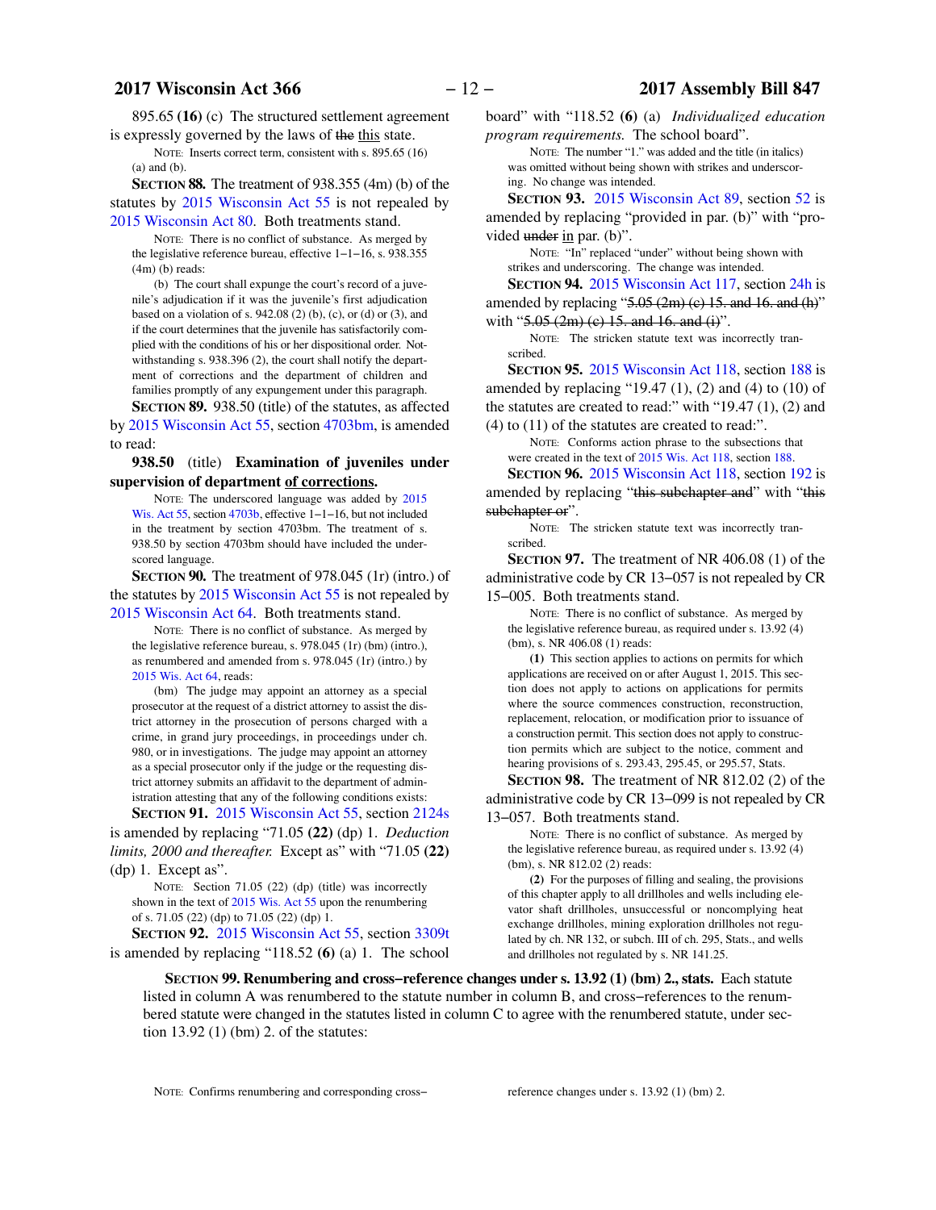895.65 **(16)** (c) The structured settlement agreement is expressly governed by the laws of ~~the~~ this state.

NOTE: Inserts correct term, consistent with s. 895.65 (16) (a) and (b).

**SECTION 88.** The treatment of 938.355 (4m) (b) of the statutes by 2015 Wisconsin Act 55 is not repealed by 2015 Wisconsin Act 80. Both treatments stand.

NOTE: There is no conflict of substance. As merged by the legislative reference bureau, effective 1–1–16, s. 938.355 (4m) (b) reads:

(b) The court shall expunge the court's record of a juvenile's adjudication if it was the juvenile's first adjudication based on a violation of s. 942.08 (2) (b), (c), or (d) or (3), and if the court determines that the juvenile has satisfactorily complied with the conditions of his or her dispositional order. Notwithstanding s. 938.396 (2), the court shall notify the department of corrections and the department of children and families promptly of any expungement under this paragraph.

**SECTION 89.** 938.50 (title) of the statutes, as affected by 2015 Wisconsin Act 55, section 4703bm, is amended to read:

**938.50** (title) **Examination of juveniles under supervision of department of corrections.**

NOTE: The underscored language was added by 2015 Wis. Act 55, section 4703b, effective 1–1–16, but not included in the treatment by section 4703bm. The treatment of s. 938.50 by section 4703bm should have included the underscored language.

**SECTION 90.** The treatment of 978.045 (1r) (intro.) of the statutes by 2015 Wisconsin Act 55 is not repealed by 2015 Wisconsin Act 64. Both treatments stand.

NOTE: There is no conflict of substance. As merged by the legislative reference bureau, s. 978.045 (1r) (bm) (intro.), as renumbered and amended from s. 978.045 (1r) (intro.) by 2015 Wis. Act 64, reads:

(bm) The judge may appoint an attorney as a special prosecutor at the request of a district attorney to assist the district attorney in the prosecution of persons charged with a crime, in grand jury proceedings, in proceedings under ch. 980, or in investigations. The judge may appoint an attorney as a special prosecutor only if the judge or the requesting district attorney submits an affidavit to the department of administration attesting that any of the following conditions exists:

**SECTION 91.** 2015 Wisconsin Act 55, section 2124s is amended by replacing "71.05 **(22)** (dp) 1. *Deduction limits, 2000 and thereafter.* Except as" with "71.05 **(22)** (dp) 1. Except as".

NOTE: Section 71.05 (22) (dp) (title) was incorrectly shown in the text of 2015 Wis. Act 55 upon the renumbering of s. 71.05 (22) (dp) to 71.05 (22) (dp) 1.

**SECTION 92.** 2015 Wisconsin Act 55, section 3309t is amended by replacing "118.52 **(6)** (a) 1. The school board" with "118.52 **(6)** (a) *Individualized education program requirements.* The school board".

NOTE: The number "1." was added and the title (in italics) was omitted without being shown with strikes and underscoring. No change was intended.

**SECTION 93.** 2015 Wisconsin Act 89, section 52 is amended by replacing "provided in par. (b)" with "provided ~~under~~ in par. (b)".

NOTE: "In" replaced "under" without being shown with strikes and underscoring. The change was intended.

**SECTION 94.** 2015 Wisconsin Act 117, section 24h is amended by replacing "~~5.05 (2m) (c) 15. and 16. and (h)~~" with "~~5.05 (2m) (c) 15. and 16. and (i)~~".

NOTE: The stricken statute text was incorrectly transcribed.

**SECTION 95.** 2015 Wisconsin Act 118, section 188 is amended by replacing "19.47 (1), (2) and (4) to (10) of the statutes are created to read:" with "19.47 (1), (2) and (4) to (11) of the statutes are created to read:".

NOTE: Conforms action phrase to the subsections that were created in the text of 2015 Wis. Act 118, section 188.

**SECTION 96.** 2015 Wisconsin Act 118, section 192 is amended by replacing "~~this subchapter and~~" with "~~this subchapter or~~".

NOTE: The stricken statute text was incorrectly transcribed.

**SECTION 97.** The treatment of NR 406.08 (1) of the administrative code by CR 13–057 is not repealed by CR 15–005. Both treatments stand.

NOTE: There is no conflict of substance. As merged by the legislative reference bureau, as required under s. 13.92 (4) (bm), s. NR 406.08 (1) reads:

**(1)** This section applies to actions on permits for which applications are received on or after August 1, 2015. This section does not apply to actions on applications for permits where the source commences construction, reconstruction, replacement, relocation, or modification prior to issuance of a construction permit. This section does not apply to construction permits which are subject to the notice, comment and hearing provisions of s. 293.43, 295.45, or 295.57, Stats.

**SECTION 98.** The treatment of NR 812.02 (2) of the administrative code by CR 13–099 is not repealed by CR 13–057. Both treatments stand.

NOTE: There is no conflict of substance. As merged by the legislative reference bureau, as required under s. 13.92 (4) (bm), s. NR 812.02 (2) reads:

**(2)** For the purposes of filling and sealing, the provisions of this chapter apply to all drillholes and wells including elevator shaft drillholes, unsuccessful or noncomplying heat exchange drillholes, mining exploration drillholes not regulated by ch. NR 132, or subch. III of ch. 295, Stats., and wells and drillholes not regulated by s. NR 141.25.

**SECTION 99. Renumbering and cross–reference changes under s. 13.92 (1) (bm) 2., stats.** Each statute listed in column A was renumbered to the statute number in column B, and cross–references to the renumbered statute were changed in the statutes listed in column C to agree with the renumbered statute, under section 13.92 (1) (bm) 2. of the statutes:

NOTE: Confirms renumbering and corresponding cross–reference changes under s. 13.92 (1) (bm) 2.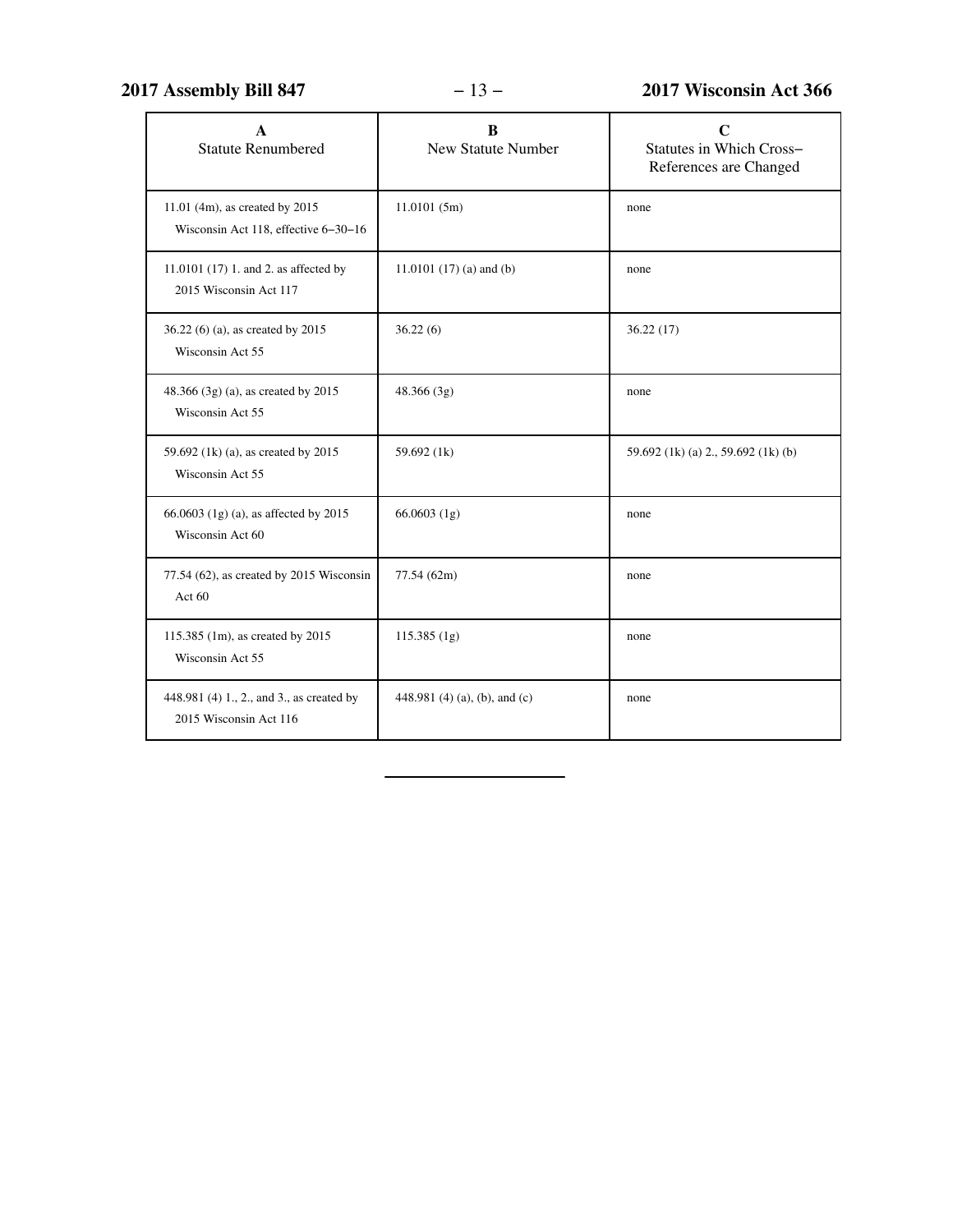| A<br>Statute Renumbered | B<br>New Statute Number | C<br>Statutes in Which Cross–References are Changed |
|---|---|---|
| 11.01 (4m), as created by 2015 Wisconsin Act 118, effective 6–30–16 | 11.0101 (5m) | none |
| 11.0101 (17) 1. and 2. as affected by 2015 Wisconsin Act 117 | 11.0101 (17) (a) and (b) | none |
| 36.22 (6) (a), as created by 2015 Wisconsin Act 55 | 36.22 (6) | 36.22 (17) |
| 48.366 (3g) (a), as created by 2015 Wisconsin Act 55 | 48.366 (3g) | none |
| 59.692 (1k) (a), as created by 2015 Wisconsin Act 55 | 59.692 (1k) | 59.692 (1k) (a) 2., 59.692 (1k) (b) |
| 66.0603 (1g) (a), as affected by 2015 Wisconsin Act 60 | 66.0603 (1g) | none |
| 77.54 (62), as created by 2015 Wisconsin Act 60 | 77.54 (62m) | none |
| 115.385 (1m), as created by 2015 Wisconsin Act 55 | 115.385 (1g) | none |
| 448.981 (4) 1., 2., and 3., as created by 2015 Wisconsin Act 116 | 448.981 (4) (a), (b), and (c) | none |